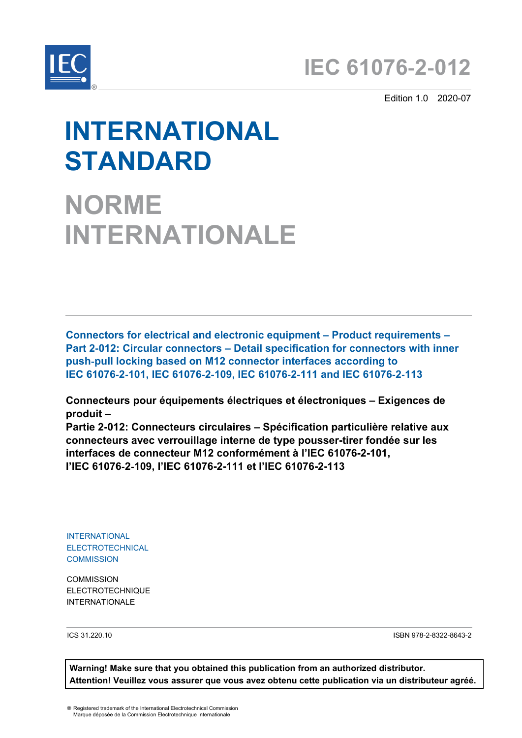# IEC 61076-2-012

Edition 1.0 2020-07

# INTERNATIONAL STANDARD

# NORME INTERNATIONALE

**Connectors for electrical and electronic equipment – Product requirements – Part 2-012: Circular connectors – Detail specification for connectors with inner push-pull locking based on M12 connector interfaces according to IEC 61076-2-101, IEC 61076-2-109, IEC 61076-2-111 and IEC 61076-2-113**

**Connecteurs pour équipements électriques et électroniques – Exigences de produit –**
**Partie 2-012: Connecteurs circulaires – Spécification particulière relative aux connecteurs avec verrouillage interne de type pousser-tirer fondée sur les interfaces de connecteur M12 conformément à l'IEC 61076-2-101, l'IEC 61076-2-109, l'IEC 61076-2-111 et l'IEC 61076-2-113**

INTERNATIONAL ELECTROTECHNICAL COMMISSION

COMMISSION ELECTROTECHNIQUE INTERNATIONALE

ICS 31.220.10

ISBN 978-2-8322-8643-2

**Warning! Make sure that you obtained this publication from an authorized distributor.**
**Attention! Veuillez vous assurer que vous avez obtenu cette publication via un distributeur agréé.**

® Registered trademark of the International Electrotechnical Commission
Marque déposée de la Commission Electrotechnique Internationale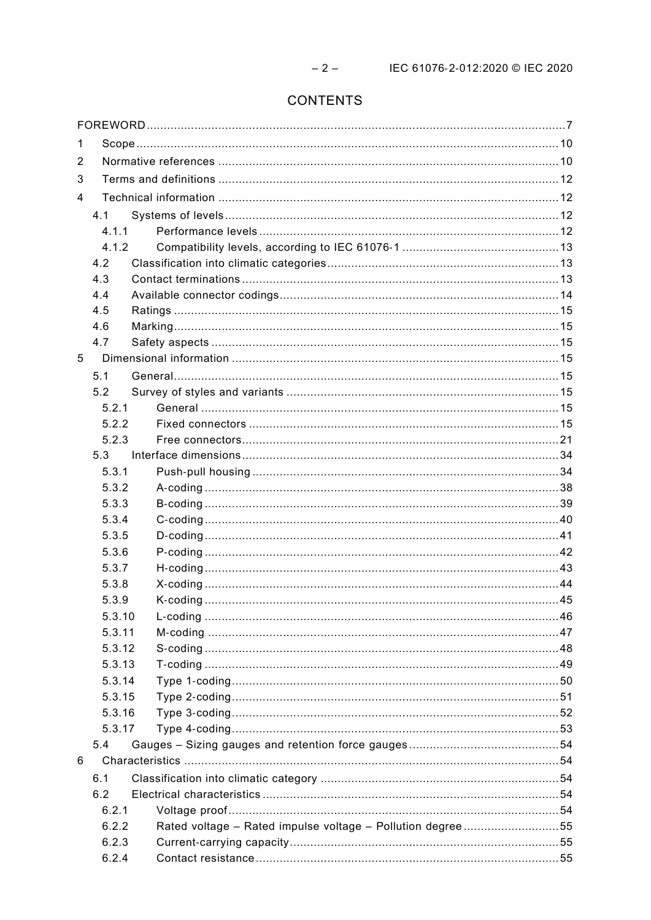# CONTENTS

FOREWORD ... 7

1 Scope ... 10

2 Normative references ... 10

3 Terms and definitions ... 12

4 Technical information ... 12

4.1 Systems of levels ... 12

4.1.1 Performance levels ... 12

4.1.2 Compatibility levels, according to IEC 61076-1 ... 13

4.2 Classification into climatic categories ... 13

4.3 Contact terminations ... 13

4.4 Available connector codings ... 14

4.5 Ratings ... 15

4.6 Marking ... 15

4.7 Safety aspects ... 15

5 Dimensional information ... 15

5.1 General ... 15

5.2 Survey of styles and variants ... 15

5.2.1 General ... 15

5.2.2 Fixed connectors ... 15

5.2.3 Free connectors ... 21

5.3 Interface dimensions ... 34

5.3.1 Push-pull housing ... 34

5.3.2 A-coding ... 38

5.3.3 B-coding ... 39

5.3.4 C-coding ... 40

5.3.5 D-coding ... 41

5.3.6 P-coding ... 42

5.3.7 H-coding ... 43

5.3.8 X-coding ... 44

5.3.9 K-coding ... 45

5.3.10 L-coding ... 46

5.3.11 M-coding ... 47

5.3.12 S-coding ... 48

5.3.13 T-coding ... 49

5.3.14 Type 1-coding ... 50

5.3.15 Type 2-coding ... 51

5.3.16 Type 3-coding ... 52

5.3.17 Type 4-coding ... 53

5.4 Gauges – Sizing gauges and retention force gauges ... 54

6 Characteristics ... 54

6.1 Classification into climatic category ... 54

6.2 Electrical characteristics ... 54

6.2.1 Voltage proof ... 54

6.2.2 Rated voltage – Rated impulse voltage – Pollution degree ... 55

6.2.3 Current-carrying capacity ... 55

6.2.4 Contact resistance ... 55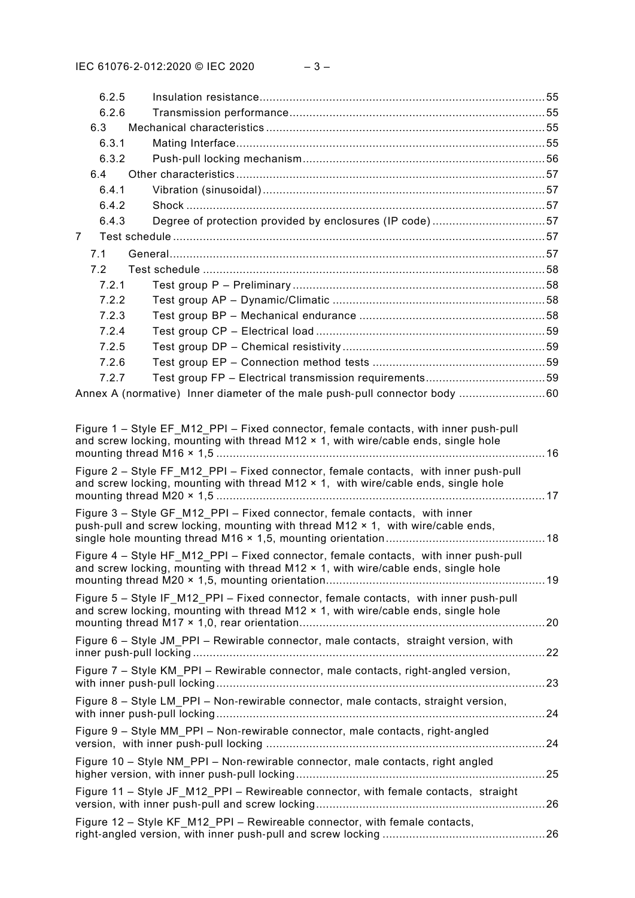6.2.5 Insulation resistance ..... 55
6.2.6 Transmission performance ..... 55
6.3 Mechanical characteristics ..... 55
6.3.1 Mating Interface ..... 55
6.3.2 Push-pull locking mechanism ..... 56
6.4 Other characteristics ..... 57
6.4.1 Vibration (sinusoidal) ..... 57
6.4.2 Shock ..... 57
6.4.3 Degree of protection provided by enclosures (IP code) ..... 57
7 Test schedule ..... 57
7.1 General ..... 57
7.2 Test schedule ..... 58
7.2.1 Test group P – Preliminary ..... 58
7.2.2 Test group AP – Dynamic/Climatic ..... 58
7.2.3 Test group BP – Mechanical endurance ..... 58
7.2.4 Test group CP – Electrical load ..... 59
7.2.5 Test group DP – Chemical resistivity ..... 59
7.2.6 Test group EP – Connection method tests ..... 59
7.2.7 Test group FP – Electrical transmission requirements ..... 59
Annex A (normative) Inner diameter of the male push-pull connector body ..... 60

Figure 1 – Style EF_M12_PPI – Fixed connector, female contacts, with inner push-pull and screw locking, mounting with thread M12 × 1, with wire/cable ends, single hole mounting thread M16 × 1,5 ..... 16
Figure 2 – Style FF_M12_PPI – Fixed connector, female contacts, with inner push-pull and screw locking, mounting with thread M12 × 1, with wire/cable ends, single hole mounting thread M20 × 1,5 ..... 17
Figure 3 – Style GF_M12_PPI – Fixed connector, female contacts, with inner push-pull and screw locking, mounting with thread M12 × 1, with wire/cable ends, single hole mounting thread M16 × 1,5, mounting orientation ..... 18
Figure 4 – Style HF_M12_PPI – Fixed connector, female contacts, with inner push-pull and screw locking, mounting with thread M12 × 1, with wire/cable ends, single hole mounting thread M20 × 1,5, mounting orientation ..... 19
Figure 5 – Style IF_M12_PPI – Fixed connector, female contacts, with inner push-pull and screw locking, mounting with thread M12 × 1, with wire/cable ends, single hole mounting thread M17 × 1,0, rear orientation ..... 20
Figure 6 – Style JM_PPI – Rewirable connector, male contacts, straight version, with inner push-pull locking ..... 22
Figure 7 – Style KM_PPI – Rewirable connector, male contacts, right-angled version, with inner push-pull locking ..... 23
Figure 8 – Style LM_PPI – Non-rewirable connector, male contacts, straight version, with inner push-pull locking ..... 24
Figure 9 – Style MM_PPI – Non-rewirable connector, male contacts, right-angled version, with inner push-pull locking ..... 24
Figure 10 – Style NM_PPI – Non-rewirable connector, male contacts, right angled higher version, with inner push-pull locking ..... 25
Figure 11 – Style JF_M12_PPI – Rewireable connector, with female contacts, straight version, with inner push-pull and screw locking ..... 26
Figure 12 – Style KF_M12_PPI – Rewireable connector, with female contacts, right-angled version, with inner push-pull and screw locking ..... 26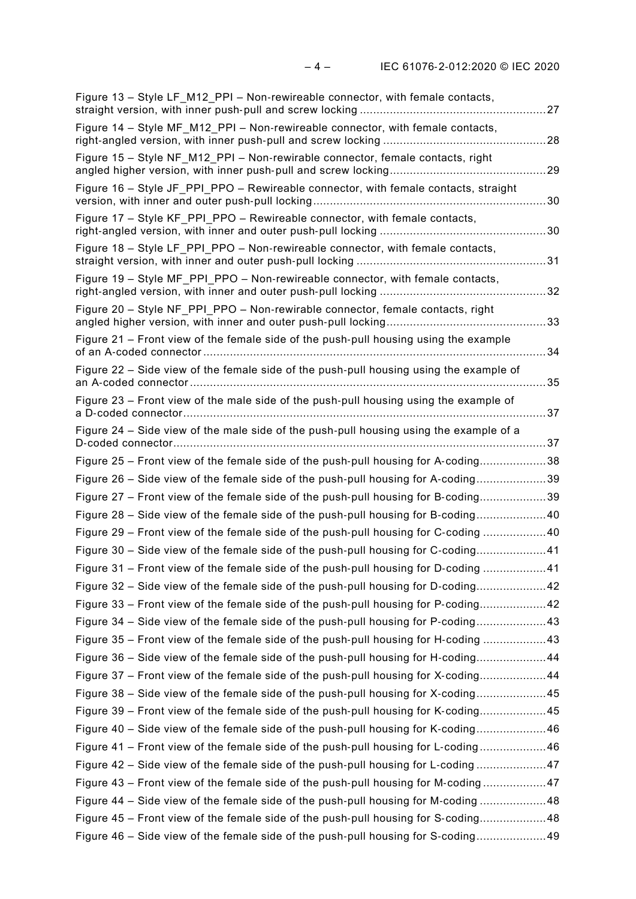Figure 13 – Style LF_M12_PPI – Non-rewireable connector, with female contacts, straight version, with inner push-pull and screw locking ........................................................ 27

Figure 14 – Style MF_M12_PPI – Non-rewireable connector, with female contacts, right-angled version, with inner push-pull and screw locking ................................................. 28

Figure 15 – Style NF_M12_PPI – Non-rewirable connector, female contacts, right angled higher version, with inner push-pull and screw locking ............................................... 29

Figure 16 – Style JF_PPI_PPO – Rewireable connector, with female contacts, straight version, with inner and outer push-pull locking ...................................................................... 30

Figure 17 – Style KF_PPI_PPO – Rewireable connector, with female contacts, right-angled version, with inner and outer push-pull locking .................................................. 30

Figure 18 – Style LF_PPI_PPO – Non-rewireable connector, with female contacts, straight version, with inner and outer push-pull locking ......................................................... 31

Figure 19 – Style MF_PPI_PPO – Non-rewireable connector, with female contacts, right-angled version, with inner and outer push-pull locking .................................................. 32

Figure 20 – Style NF_PPI_PPO – Non-rewirable connector, female contacts, right angled higher version, with inner and outer push-pull locking ................................................ 33

Figure 21 – Front view of the female side of the push-pull housing using the example of an A-coded connector ....................................................................................................... 34

Figure 22 – Side view of the female side of the push-pull housing using the example of an A-coded connector ........................................................................................................... 35

Figure 23 – Front view of the male side of the push-pull housing using the example of a D-coded connector ............................................................................................................. 37

Figure 24 – Side view of the male side of the push-pull housing using the example of a D-coded connector ................................................................................................................ 37

Figure 25 – Front view of the female side of the push-pull housing for A-coding .................... 38

Figure 26 – Side view of the female side of the push-pull housing for A-coding ..................... 39

Figure 27 – Front view of the female side of the push-pull housing for B-coding .................... 39

Figure 28 – Side view of the female side of the push-pull housing for B-coding ..................... 40

Figure 29 – Front view of the female side of the push-pull housing for C-coding ................... 40

Figure 30 – Side view of the female side of the push-pull housing for C-coding ..................... 41

Figure 31 – Front view of the female side of the push-pull housing for D-coding ................... 41

Figure 32 – Side view of the female side of the push-pull housing for D-coding ..................... 42

Figure 33 – Front view of the female side of the push-pull housing for P-coding .................... 42

Figure 34 – Side view of the female side of the push-pull housing for P-coding ..................... 43

Figure 35 – Front view of the female side of the push-pull housing for H-coding ................... 43

Figure 36 – Side view of the female side of the push-pull housing for H-coding ..................... 44

Figure 37 – Front view of the female side of the push-pull housing for X-coding .................... 44

Figure 38 – Side view of the female side of the push-pull housing for X-coding ..................... 45

Figure 39 – Front view of the female side of the push-pull housing for K-coding .................... 45

Figure 40 – Side view of the female side of the push-pull housing for K-coding ..................... 46

Figure 41 – Front view of the female side of the push-pull housing for L-coding .................... 46

Figure 42 – Side view of the female side of the push-pull housing for L-coding ..................... 47

Figure 43 – Front view of the female side of the push-pull housing for M-coding ................... 47

Figure 44 – Side view of the female side of the push-pull housing for M-coding .................... 48

Figure 45 – Front view of the female side of the push-pull housing for S-coding .................... 48

Figure 46 – Side view of the female side of the push-pull housing for S-coding ..................... 49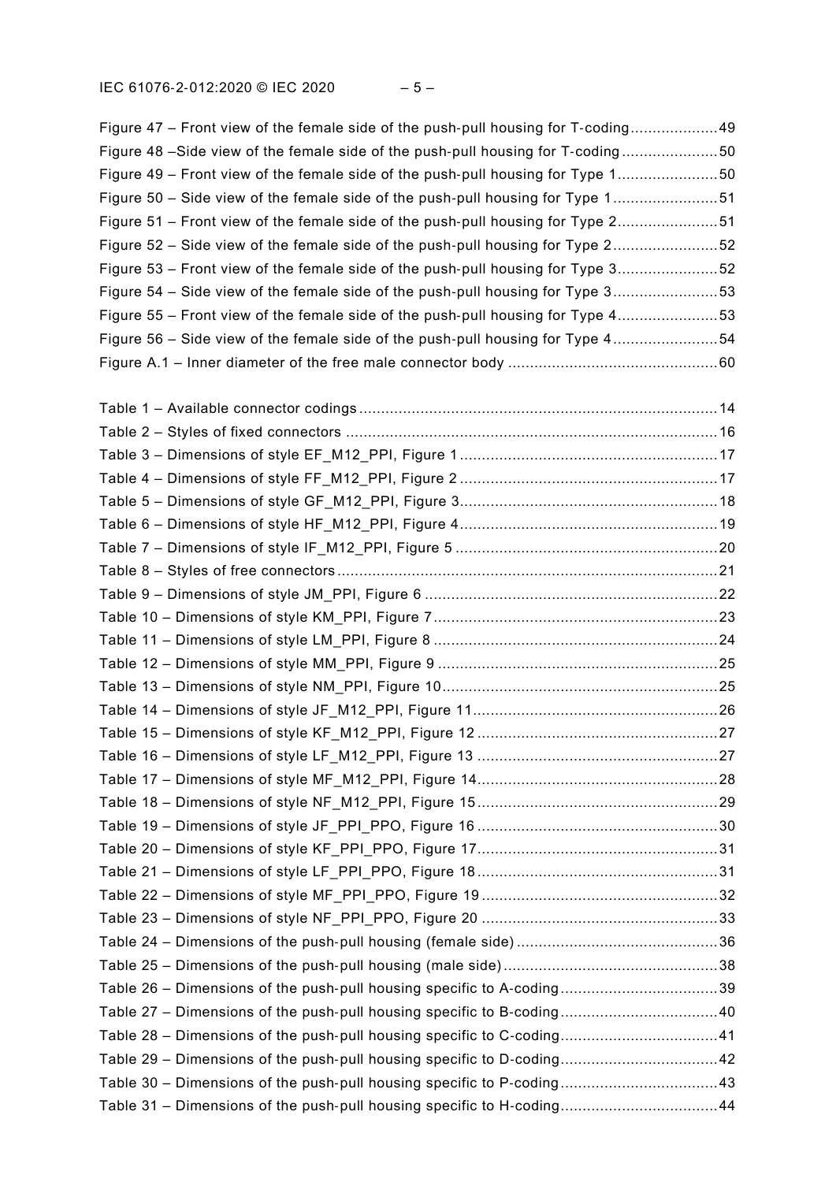Figure 47 – Front view of the female side of the push-pull housing for T-coding....................49

Figure 48 –Side view of the female side of the push-pull housing for T-coding......................50

Figure 49 – Front view of the female side of the push-pull housing for Type 1.......................50

Figure 50 – Side view of the female side of the push-pull housing for Type 1........................51

Figure 51 – Front view of the female side of the push-pull housing for Type 2.......................51

Figure 52 – Side view of the female side of the push-pull housing for Type 2........................52

Figure 53 – Front view of the female side of the push-pull housing for Type 3.......................52

Figure 54 – Side view of the female side of the push-pull housing for Type 3........................53

Figure 55 – Front view of the female side of the push-pull housing for Type 4.......................53

Figure 56 – Side view of the female side of the push-pull housing for Type 4........................54

Figure A.1 – Inner diameter of the free male connector body ................................................60

Table 1 – Available connector codings .................................................................................14

Table 2 – Styles of fixed connectors ....................................................................................16

Table 3 – Dimensions of style EF_M12_PPI, Figure 1 ...........................................................17

Table 4 – Dimensions of style FF_M12_PPI, Figure 2 ...........................................................17

Table 5 – Dimensions of style GF_M12_PPI, Figure 3...........................................................18

Table 6 – Dimensions of style HF_M12_PPI, Figure 4...........................................................19

Table 7 – Dimensions of style IF_M12_PPI, Figure 5 ............................................................20

Table 8 – Styles of free connectors......................................................................................21

Table 9 – Dimensions of style JM_PPI, Figure 6 ...................................................................22

Table 10 – Dimensions of style KM_PPI, Figure 7.................................................................23

Table 11 – Dimensions of style LM_PPI, Figure 8 .................................................................24

Table 12 – Dimensions of style MM_PPI, Figure 9 ................................................................25

Table 13 – Dimensions of style NM_PPI, Figure 10...............................................................25

Table 14 – Dimensions of style JF_M12_PPI, Figure 11........................................................26

Table 15 – Dimensions of style KF_M12_PPI, Figure 12 .......................................................27

Table 16 – Dimensions of style LF_M12_PPI, Figure 13 .......................................................27

Table 17 – Dimensions of style MF_M12_PPI, Figure 14.......................................................28

Table 18 – Dimensions of style NF_M12_PPI, Figure 15.......................................................29

Table 19 – Dimensions of style JF_PPI_PPO, Figure 16 .......................................................30

Table 20 – Dimensions of style KF_PPI_PPO, Figure 17.......................................................31

Table 21 – Dimensions of style LF_PPI_PPO, Figure 18.......................................................31

Table 22 – Dimensions of style MF_PPI_PPO, Figure 19......................................................32

Table 23 – Dimensions of style NF_PPI_PPO, Figure 20 ......................................................33

Table 24 – Dimensions of the push-pull housing (female side) ..............................................36

Table 25 – Dimensions of the push-pull housing (male side).................................................38

Table 26 – Dimensions of the push-pull housing specific to A-coding....................................39

Table 27 – Dimensions of the push-pull housing specific to B-coding....................................40

Table 28 – Dimensions of the push-pull housing specific to C-coding....................................41

Table 29 – Dimensions of the push-pull housing specific to D-coding....................................42

Table 30 – Dimensions of the push-pull housing specific to P-coding....................................43

Table 31 – Dimensions of the push-pull housing specific to H-coding....................................44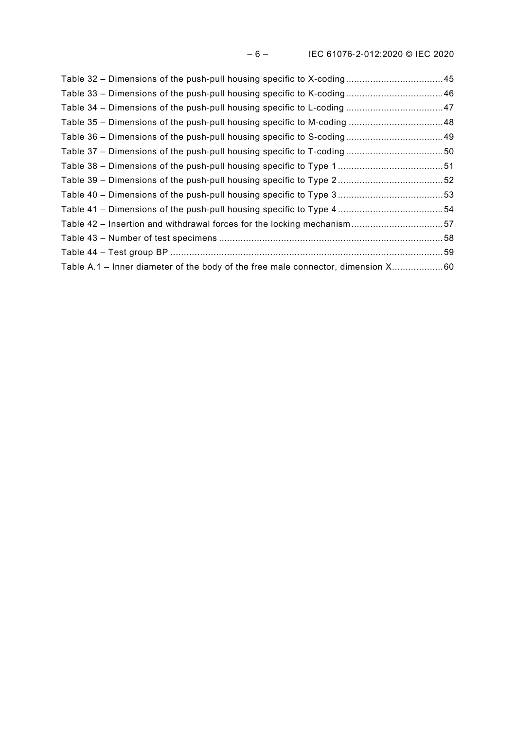Table 32 – Dimensions of the push-pull housing specific to X-coding....................................45
Table 33 – Dimensions of the push-pull housing specific to K-coding....................................46
Table 34 – Dimensions of the push-pull housing specific to L-coding ....................................47
Table 35 – Dimensions of the push-pull housing specific to M-coding ...................................48
Table 36 – Dimensions of the push-pull housing specific to S-coding....................................49
Table 37 – Dimensions of the push-pull housing specific to T-coding ....................................50
Table 38 – Dimensions of the push-pull housing specific to Type 1 .......................................51
Table 39 – Dimensions of the push-pull housing specific to Type 2 .......................................52
Table 40 – Dimensions of the push-pull housing specific to Type 3 .......................................53
Table 41 – Dimensions of the push-pull housing specific to Type 4 .......................................54
Table 42 – Insertion and withdrawal forces for the locking mechanism..................................57
Table 43 – Number of test specimens ...................................................................................58
Table 44 – Test group BP .....................................................................................................59
Table A.1 – Inner diameter of the body of the free male connector, dimension X...................60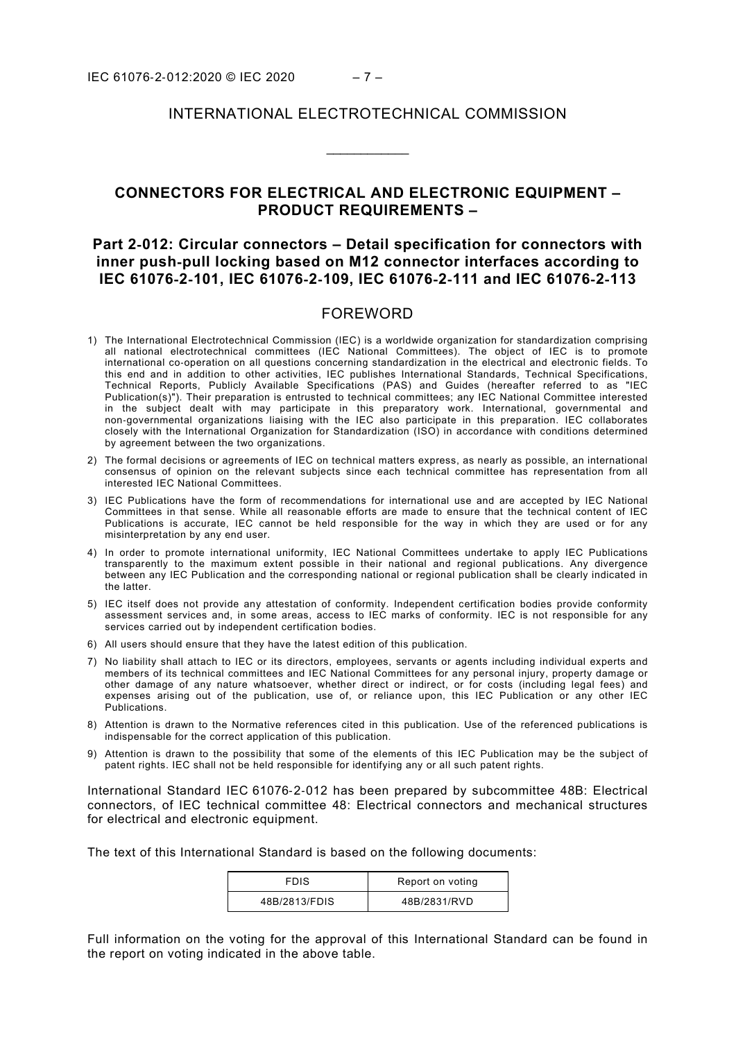INTERNATIONAL ELECTROTECHNICAL COMMISSION

\_\_\_\_\_\_\_\_\_\_\_\_

# CONNECTORS FOR ELECTRICAL AND ELECTRONIC EQUIPMENT – PRODUCT REQUIREMENTS –

## Part 2-012: Circular connectors – Detail specification for connectors with inner push-pull locking based on M12 connector interfaces according to IEC 61076-2-101, IEC 61076-2-109, IEC 61076-2-111 and IEC 61076-2-113

## FOREWORD

1) The International Electrotechnical Commission (IEC) is a worldwide organization for standardization comprising all national electrotechnical committees (IEC National Committees). The object of IEC is to promote international co-operation on all questions concerning standardization in the electrical and electronic fields. To this end and in addition to other activities, IEC publishes International Standards, Technical Specifications, Technical Reports, Publicly Available Specifications (PAS) and Guides (hereafter referred to as "IEC Publication(s)"). Their preparation is entrusted to technical committees; any IEC National Committee interested in the subject dealt with may participate in this preparatory work. International, governmental and non-governmental organizations liaising with the IEC also participate in this preparation. IEC collaborates closely with the International Organization for Standardization (ISO) in accordance with conditions determined by agreement between the two organizations.
2) The formal decisions or agreements of IEC on technical matters express, as nearly as possible, an international consensus of opinion on the relevant subjects since each technical committee has representation from all interested IEC National Committees.
3) IEC Publications have the form of recommendations for international use and are accepted by IEC National Committees in that sense. While all reasonable efforts are made to ensure that the technical content of IEC Publications is accurate, IEC cannot be held responsible for the way in which they are used or for any misinterpretation by any end user.
4) In order to promote international uniformity, IEC National Committees undertake to apply IEC Publications transparently to the maximum extent possible in their national and regional publications. Any divergence between any IEC Publication and the corresponding national or regional publication shall be clearly indicated in the latter.
5) IEC itself does not provide any attestation of conformity. Independent certification bodies provide conformity assessment services and, in some areas, access to IEC marks of conformity. IEC is not responsible for any services carried out by independent certification bodies.
6) All users should ensure that they have the latest edition of this publication.
7) No liability shall attach to IEC or its directors, employees, servants or agents including individual experts and members of its technical committees and IEC National Committees for any personal injury, property damage or other damage of any nature whatsoever, whether direct or indirect, or for costs (including legal fees) and expenses arising out of the publication, use of, or reliance upon, this IEC Publication or any other IEC Publications.
8) Attention is drawn to the Normative references cited in this publication. Use of the referenced publications is indispensable for the correct application of this publication.
9) Attention is drawn to the possibility that some of the elements of this IEC Publication may be the subject of patent rights. IEC shall not be held responsible for identifying any or all such patent rights.

International Standard IEC 61076-2-012 has been prepared by subcommittee 48B: Electrical connectors, of IEC technical committee 48: Electrical connectors and mechanical structures for electrical and electronic equipment.

The text of this International Standard is based on the following documents:

| FDIS | Report on voting |
|---|---|
| 48B/2813/FDIS | 48B/2831/RVD |

Full information on the voting for the approval of this International Standard can be found in the report on voting indicated in the above table.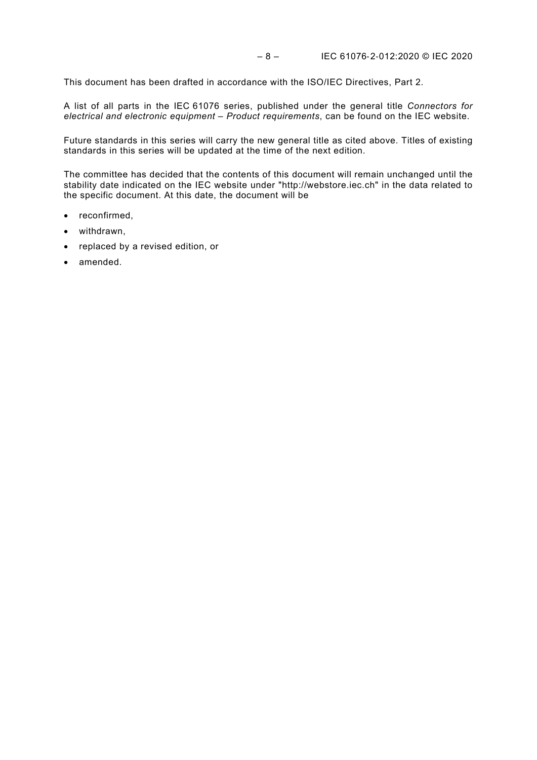This document has been drafted in accordance with the ISO/IEC Directives, Part 2.

A list of all parts in the IEC 61076 series, published under the general title *Connectors for electrical and electronic equipment – Product requirements*, can be found on the IEC website.

Future standards in this series will carry the new general title as cited above. Titles of existing standards in this series will be updated at the time of the next edition.

The committee has decided that the contents of this document will remain unchanged until the stability date indicated on the IEC website under "http://webstore.iec.ch" in the data related to the specific document. At this date, the document will be

- reconfirmed,
- withdrawn,
- replaced by a revised edition, or
- amended.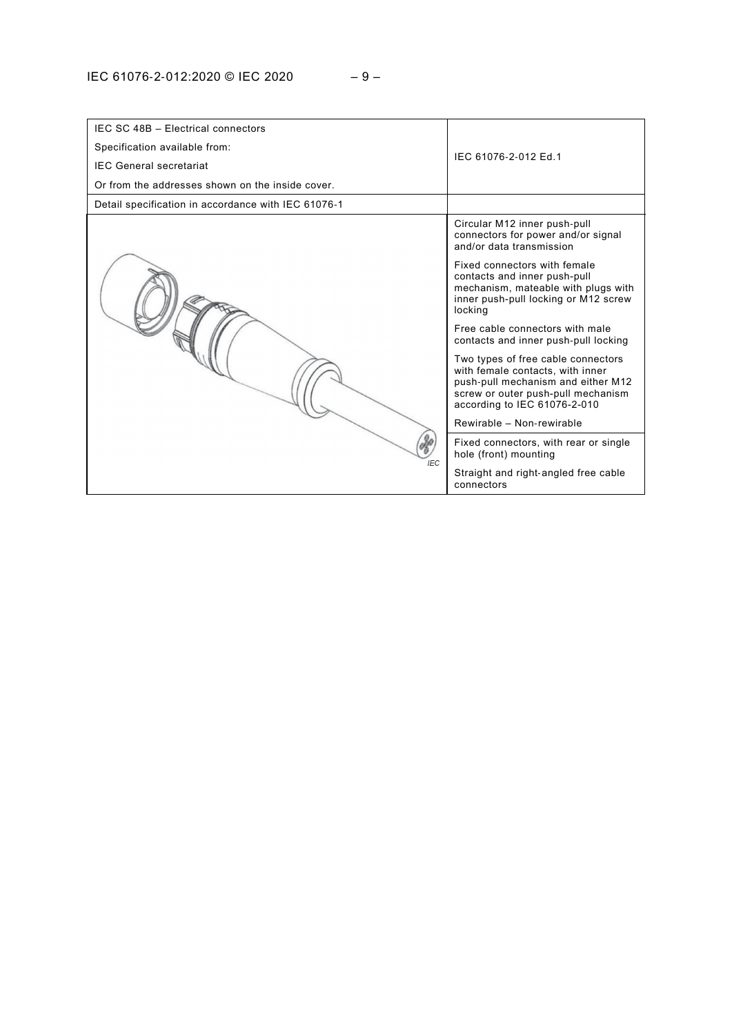| IEC SC 48B – Electrical connectors<br>Specification available from:<br>IEC General secretariat<br>Or from the addresses shown on the inside cover. | IEC 61076-2-012 Ed.1 |
| --- | --- |
| Detail specification in accordance with IEC 61076-1 | |
| IEC | Circular M12 inner push-pull connectors for power and/or signal and/or data transmission<br><br>Fixed connectors with female contacts and inner push-pull mechanism, mateable with plugs with inner push-pull locking or M12 screw locking<br><br>Free cable connectors with male contacts and inner push-pull locking<br><br>Two types of free cable connectors with female contacts, with inner push-pull mechanism and either M12 screw or outer push-pull mechanism according to IEC 61076-2-010<br><br>Rewirable – Non-rewirable<br><br>Fixed connectors, with rear or single hole (front) mounting<br><br>Straight and right-angled free cable connectors |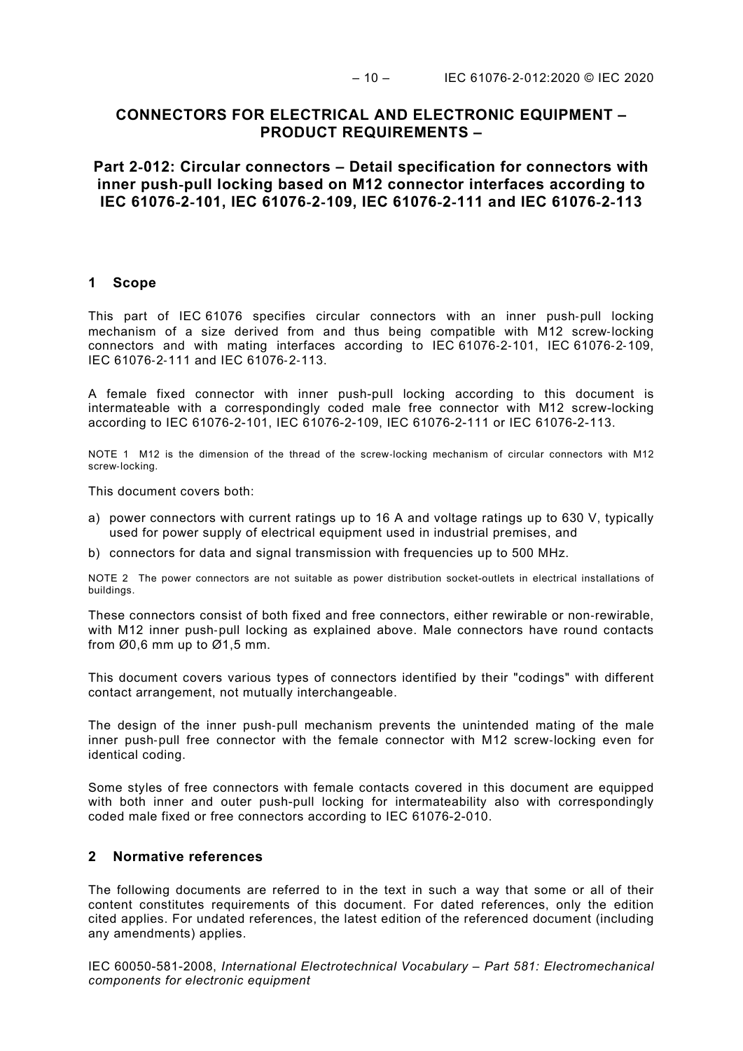# CONNECTORS FOR ELECTRICAL AND ELECTRONIC EQUIPMENT – PRODUCT REQUIREMENTS –

## Part 2-012: Circular connectors – Detail specification for connectors with inner push-pull locking based on M12 connector interfaces according to IEC 61076-2-101, IEC 61076-2-109, IEC 61076-2-111 and IEC 61076-2-113

## 1 Scope

This part of IEC 61076 specifies circular connectors with an inner push-pull locking mechanism of a size derived from and thus being compatible with M12 screw-locking connectors and with mating interfaces according to IEC 61076-2-101, IEC 61076-2-109, IEC 61076-2-111 and IEC 61076-2-113.

A female fixed connector with inner push-pull locking according to this document is intermateable with a correspondingly coded male free connector with M12 screw-locking according to IEC 61076-2-101, IEC 61076-2-109, IEC 61076-2-111 or IEC 61076-2-113.

NOTE 1 M12 is the dimension of the thread of the screw-locking mechanism of circular connectors with M12 screw-locking.

This document covers both:

a) power connectors with current ratings up to 16 A and voltage ratings up to 630 V, typically used for power supply of electrical equipment used in industrial premises, and
b) connectors for data and signal transmission with frequencies up to 500 MHz.

NOTE 2 The power connectors are not suitable as power distribution socket-outlets in electrical installations of buildings.

These connectors consist of both fixed and free connectors, either rewirable or non-rewirable, with M12 inner push-pull locking as explained above. Male connectors have round contacts from Ø0,6 mm up to Ø1,5 mm.

This document covers various types of connectors identified by their "codings" with different contact arrangement, not mutually interchangeable.

The design of the inner push-pull mechanism prevents the unintended mating of the male inner push-pull free connector with the female connector with M12 screw-locking even for identical coding.

Some styles of free connectors with female contacts covered in this document are equipped with both inner and outer push-pull locking for intermateability also with correspondingly coded male fixed or free connectors according to IEC 61076-2-010.

## 2 Normative references

The following documents are referred to in the text in such a way that some or all of their content constitutes requirements of this document. For dated references, only the edition cited applies. For undated references, the latest edition of the referenced document (including any amendments) applies.

IEC 60050-581-2008, *International Electrotechnical Vocabulary – Part 581: Electromechanical components for electronic equipment*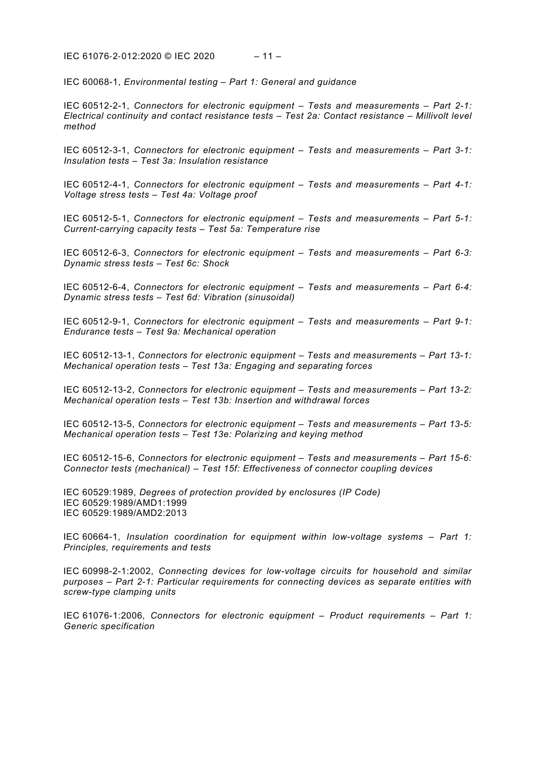IEC 60068-1, *Environmental testing – Part 1: General and guidance*

IEC 60512-2-1, *Connectors for electronic equipment – Tests and measurements – Part 2-1: Electrical continuity and contact resistance tests – Test 2a: Contact resistance – Millivolt level method*

IEC 60512-3-1, *Connectors for electronic equipment – Tests and measurements – Part 3-1: Insulation tests – Test 3a: Insulation resistance*

IEC 60512-4-1, *Connectors for electronic equipment – Tests and measurements – Part 4-1: Voltage stress tests – Test 4a: Voltage proof*

IEC 60512-5-1, *Connectors for electronic equipment – Tests and measurements – Part 5-1: Current-carrying capacity tests – Test 5a: Temperature rise*

IEC 60512-6-3, *Connectors for electronic equipment – Tests and measurements – Part 6-3: Dynamic stress tests – Test 6c: Shock*

IEC 60512-6-4, *Connectors for electronic equipment – Tests and measurements – Part 6-4: Dynamic stress tests – Test 6d: Vibration (sinusoidal)*

IEC 60512-9-1, *Connectors for electronic equipment – Tests and measurements – Part 9-1: Endurance tests – Test 9a: Mechanical operation*

IEC 60512-13-1, *Connectors for electronic equipment – Tests and measurements – Part 13-1: Mechanical operation tests – Test 13a: Engaging and separating forces*

IEC 60512-13-2, *Connectors for electronic equipment – Tests and measurements – Part 13-2: Mechanical operation tests – Test 13b: Insertion and withdrawal forces*

IEC 60512-13-5, *Connectors for electronic equipment – Tests and measurements – Part 13-5: Mechanical operation tests – Test 13e: Polarizing and keying method*

IEC 60512-15-6, *Connectors for electronic equipment – Tests and measurements – Part 15-6: Connector tests (mechanical) – Test 15f: Effectiveness of connector coupling devices*

IEC 60529:1989, *Degrees of protection provided by enclosures (IP Code)*
IEC 60529:1989/AMD1:1999
IEC 60529:1989/AMD2:2013

IEC 60664-1, *Insulation coordination for equipment within low-voltage systems – Part 1: Principles, requirements and tests*

IEC 60998-2-1:2002, *Connecting devices for low-voltage circuits for household and similar purposes – Part 2-1: Particular requirements for connecting devices as separate entities with screw-type clamping units*

IEC 61076-1:2006, *Connectors for electronic equipment – Product requirements – Part 1: Generic specification*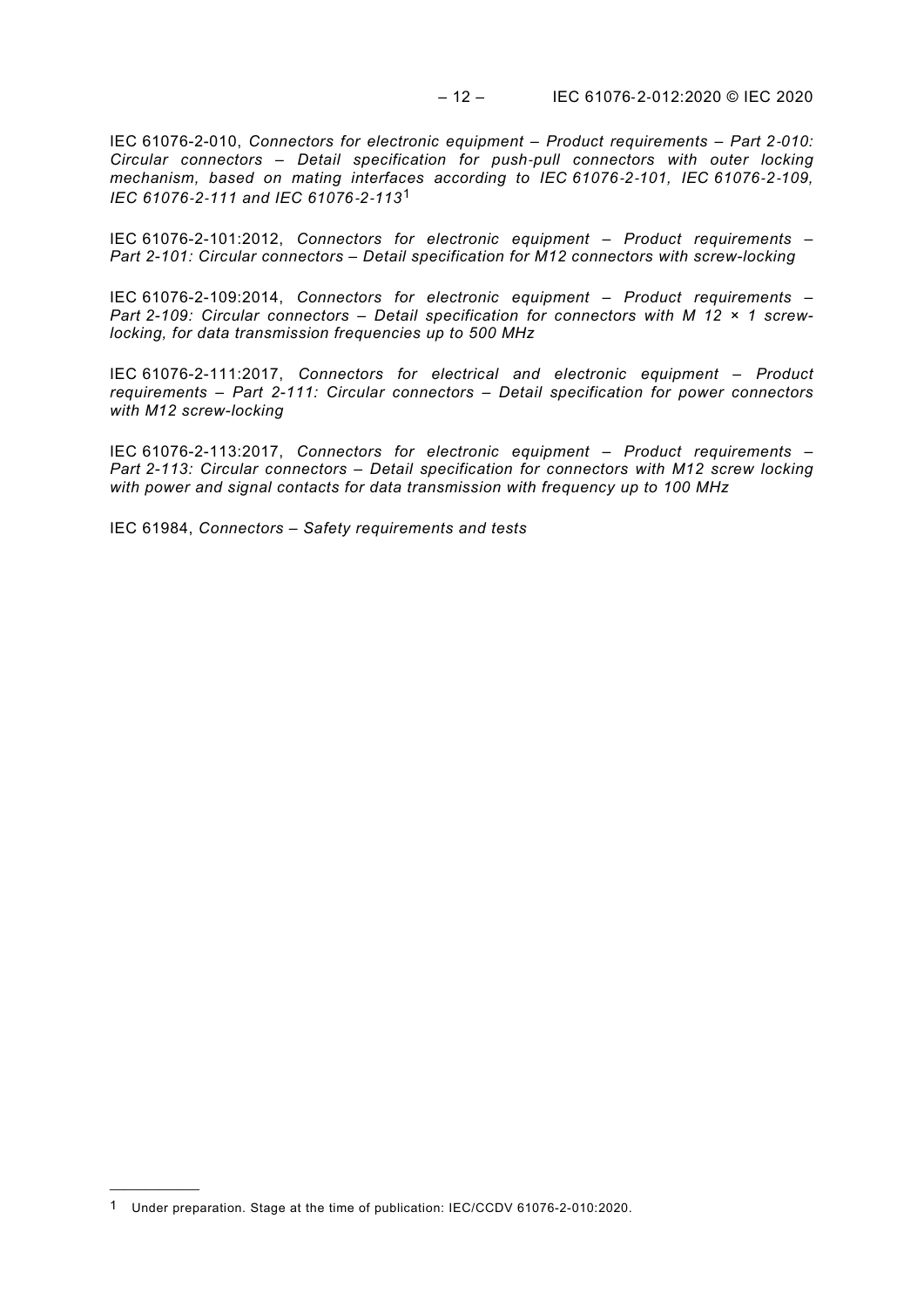IEC 61076-2-010, *Connectors for electronic equipment – Product requirements – Part 2-010: Circular connectors – Detail specification for push-pull connectors with outer locking mechanism, based on mating interfaces according to IEC 61076-2-101, IEC 61076-2-109, IEC 61076-2-111 and IEC 61076-2-113*[1]

IEC 61076-2-101:2012, *Connectors for electronic equipment – Product requirements – Part 2-101: Circular connectors – Detail specification for M12 connectors with screw-locking*

IEC 61076-2-109:2014, *Connectors for electronic equipment – Product requirements – Part 2-109: Circular connectors – Detail specification for connectors with M 12 × 1 screw-locking, for data transmission frequencies up to 500 MHz*

IEC 61076-2-111:2017, *Connectors for electrical and electronic equipment – Product requirements – Part 2-111: Circular connectors – Detail specification for power connectors with M12 screw-locking*

IEC 61076-2-113:2017, *Connectors for electronic equipment – Product requirements – Part 2-113: Circular connectors – Detail specification for connectors with M12 screw locking with power and signal contacts for data transmission with frequency up to 100 MHz*

IEC 61984, *Connectors – Safety requirements and tests*

---

[1] Under preparation. Stage at the time of publication: IEC/CCDV 61076-2-010:2020.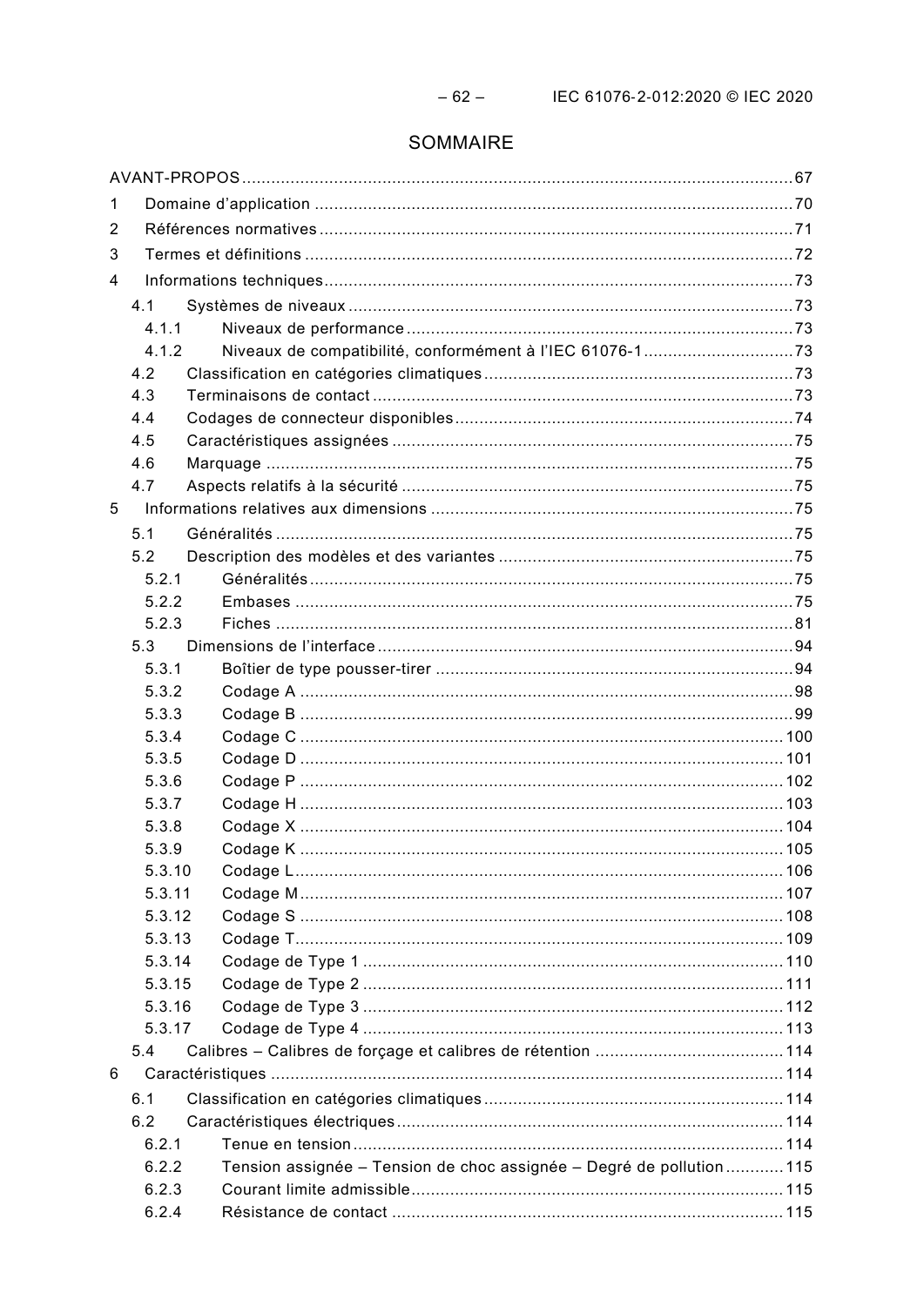# SOMMAIRE

AVANT-PROPOS ... 67

1 Domaine d'application ... 70

2 Références normatives ... 71

3 Termes et définitions ... 72

4 Informations techniques ... 73

- 4.1 Systèmes de niveaux ... 73
  - 4.1.1 Niveaux de performance ... 73
  - 4.1.2 Niveaux de compatibilité, conformément à l'IEC 61076-1 ... 73
- 4.2 Classification en catégories climatiques ... 73
- 4.3 Terminaisons de contact ... 73
- 4.4 Codages de connecteur disponibles ... 74
- 4.5 Caractéristiques assignées ... 75
- 4.6 Marquage ... 75
- 4.7 Aspects relatifs à la sécurité ... 75

5 Informations relatives aux dimensions ... 75

- 5.1 Généralités ... 75
- 5.2 Description des modèles et des variantes ... 75
  - 5.2.1 Généralités ... 75
  - 5.2.2 Embases ... 75
  - 5.2.3 Fiches ... 81
- 5.3 Dimensions de l'interface ... 94
  - 5.3.1 Boîtier de type pousser-tirer ... 94
  - 5.3.2 Codage A ... 98
  - 5.3.3 Codage B ... 99
  - 5.3.4 Codage C ... 100
  - 5.3.5 Codage D ... 101
  - 5.3.6 Codage P ... 102
  - 5.3.7 Codage H ... 103
  - 5.3.8 Codage X ... 104
  - 5.3.9 Codage K ... 105
  - 5.3.10 Codage L ... 106
  - 5.3.11 Codage M ... 107
  - 5.3.12 Codage S ... 108
  - 5.3.13 Codage T ... 109
  - 5.3.14 Codage de Type 1 ... 110
  - 5.3.15 Codage de Type 2 ... 111
  - 5.3.16 Codage de Type 3 ... 112
  - 5.3.17 Codage de Type 4 ... 113
- 5.4 Calibres – Calibres de forçage et calibres de rétention ... 114

6 Caractéristiques ... 114

- 6.1 Classification en catégories climatiques ... 114
- 6.2 Caractéristiques électriques ... 114
  - 6.2.1 Tenue en tension ... 114
  - 6.2.2 Tension assignée – Tension de choc assignée – Degré de pollution ... 115
  - 6.2.3 Courant limite admissible ... 115
  - 6.2.4 Résistance de contact ... 115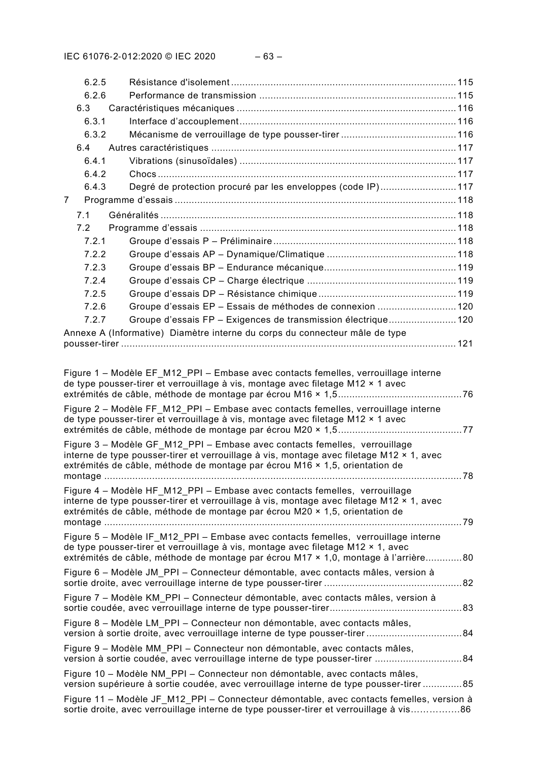6.2.5 Résistance d'isolement ........................................................................ 115
6.2.6 Performance de transmission ....................................................................... 115
6.3 Caractéristiques mécaniques ....................................................................... 116
6.3.1 Interface d'accouplement ....................................................................... 116
6.3.2 Mécanisme de verrouillage de type pousser-tirer ....................................... 116
6.4 Autres caractéristiques ....................................................................... 117
6.4.1 Vibrations (sinusoïdales) ....................................................................... 117
6.4.2 Chocs ....................................................................... 117
6.4.3 Degré de protection procuré par les enveloppes (code IP) ....................... 117
7 Programme d'essais ....................................................................... 118
7.1 Généralités ....................................................................... 118
7.2 Programme d'essais ....................................................................... 118
7.2.1 Groupe d'essais P – Préliminaire ....................................................................... 118
7.2.2 Groupe d'essais AP – Dynamique/Climatique ....................................... 118
7.2.3 Groupe d'essais BP – Endurance mécanique ....................................... 119
7.2.4 Groupe d'essais CP – Charge électrique ....................................... 119
7.2.5 Groupe d'essais DP – Résistance chimique ....................................... 119
7.2.6 Groupe d'essais EP – Essais de méthodes de connexion ....................... 120
7.2.7 Groupe d'essais FP – Exigences de transmission électrique ....................... 120
Annexe A (Informative) Diamètre interne du corps du connecteur mâle de type pousser-tirer ....................................................................... 121

Figure 1 – Modèle EF_M12_PPI – Embase avec contacts femelles, verrouillage interne de type pousser-tirer et verrouillage à vis, montage avec filetage M12 × 1 avec extrémités de câble, méthode de montage par écrou M16 × 1,5 ....................................... 76

Figure 2 – Modèle FF_M12_PPI – Embase avec contacts femelles, verrouillage interne de type pousser-tirer et verrouillage à vis, montage avec filetage M12 × 1 avec extrémités de câble, méthode de montage par écrou M20 × 1,5 ....................................... 77

Figure 3 – Modèle GF_M12_PPI – Embase avec contacts femelles, verrouillage interne de type pousser-tirer et verrouillage à vis, montage avec filetage M12 × 1, avec extrémités de câble, méthode de montage par écrou M16 × 1,5, orientation de montage ....................................................................... 78

Figure 4 – Modèle HF_M12_PPI – Embase avec contacts femelles, verrouillage interne de type pousser-tirer et verrouillage à vis, montage avec filetage M12 × 1, avec extrémités de câble, méthode de montage par écrou M20 × 1,5, orientation de montage ....................................................................... 79

Figure 5 – Modèle IF_M12_PPI – Embase avec contacts femelles, verrouillage interne de type pousser-tirer et verrouillage à vis, montage avec filetage M12 × 1, avec extrémités de câble, méthode de montage par écrou M17 × 1,0, montage à l'arrière ............. 80

Figure 6 – Modèle JM_PPI – Connecteur démontable, avec contacts mâles, version à sortie droite, avec verrouillage interne de type pousser-tirer ....................................... 82

Figure 7 – Modèle KM_PPI – Connecteur démontable, avec contacts mâles, version à sortie coudée, avec verrouillage interne de type pousser-tirer ....................................... 83

Figure 8 – Modèle LM_PPI – Connecteur non démontable, avec contacts mâles, version à sortie droite, avec verrouillage interne de type pousser-tirer ....................................... 84

Figure 9 – Modèle MM_PPI – Connecteur non démontable, avec contacts mâles, version à sortie coudée, avec verrouillage interne de type pousser-tirer ....................................... 84

Figure 10 – Modèle NM_PPI – Connecteur non démontable, avec contacts mâles, version supérieure à sortie coudée, avec verrouillage interne de type pousser-tirer .............. 85

Figure 11 – Modèle JF_M12_PPI – Connecteur démontable, avec contacts femelles, version à sortie droite, avec verrouillage interne de type pousser-tirer et verrouillage à vis ................ 86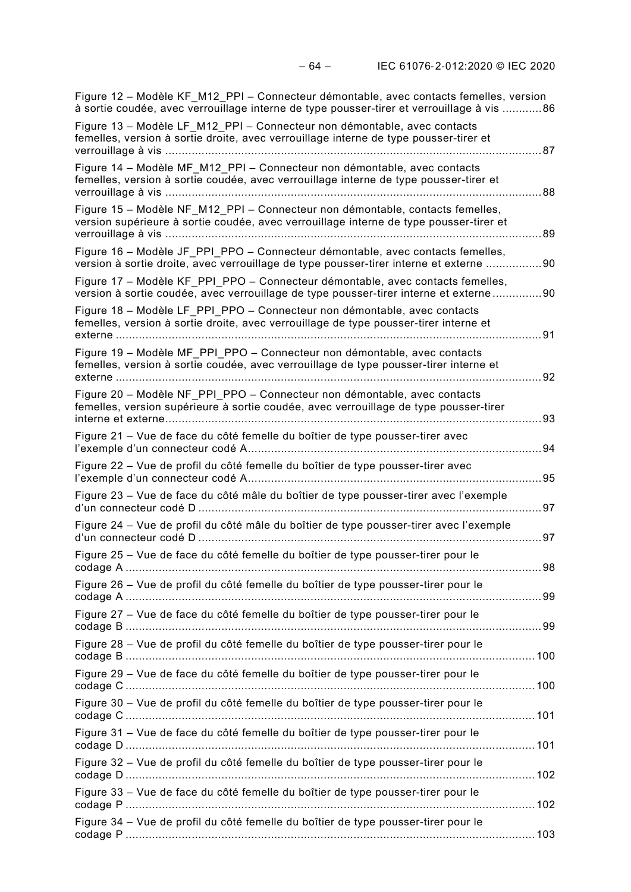Figure 12 – Modèle KF_M12_PPI – Connecteur démontable, avec contacts femelles, version à sortie coudée, avec verrouillage interne de type pousser-tirer et verrouillage à vis ............86

Figure 13 – Modèle LF_M12_PPI – Connecteur non démontable, avec contacts femelles, version à sortie droite, avec verrouillage interne de type pousser-tirer et verrouillage à vis ..................................................................................................................87

Figure 14 – Modèle MF_M12_PPI – Connecteur non démontable, avec contacts femelles, version à sortie coudée, avec verrouillage interne de type pousser-tirer et verrouillage à vis ..................................................................................................................88

Figure 15 – Modèle NF_M12_PPI – Connecteur non démontable, contacts femelles, version supérieure à sortie coudée, avec verrouillage interne de type pousser-tirer et verrouillage à vis ..................................................................................................................89

Figure 16 – Modèle JF_PPI_PPO – Connecteur démontable, avec contacts femelles, version à sortie droite, avec verrouillage de type pousser-tirer interne et externe .................90

Figure 17 – Modèle KF_PPI_PPO – Connecteur démontable, avec contacts femelles, version à sortie coudée, avec verrouillage de type pousser-tirer interne et externe ...............90

Figure 18 – Modèle LF_PPI_PPO – Connecteur non démontable, avec contacts femelles, version à sortie droite, avec verrouillage de type pousser-tirer interne et externe .................................................................................................................................91

Figure 19 – Modèle MF_PPI_PPO – Connecteur non démontable, avec contacts femelles, version à sortie coudée, avec verrouillage de type pousser-tirer interne et externe .................................................................................................................................92

Figure 20 – Modèle NF_PPI_PPO – Connecteur non démontable, avec contacts femelles, version supérieure à sortie coudée, avec verrouillage de type pousser-tirer interne et externe..................................................................................................................93

Figure 21 – Vue de face du côté femelle du boîtier de type pousser-tirer avec l'exemple d'un connecteur codé A........................................................................................94

Figure 22 – Vue de profil du côté femelle du boîtier de type pousser-tirer avec l'exemple d'un connecteur codé A........................................................................................95

Figure 23 – Vue de face du côté mâle du boîtier de type pousser-tirer avec l'exemple d'un connecteur codé D ........................................................................................................97

Figure 24 – Vue de profil du côté mâle du boîtier de type pousser-tirer avec l'exemple d'un connecteur codé D ........................................................................................................97

Figure 25 – Vue de face du côté femelle du boîtier de type pousser-tirer pour le codage A .............................................................................................................................98

Figure 26 – Vue de profil du côté femelle du boîtier de type pousser-tirer pour le codage A .............................................................................................................................99

Figure 27 – Vue de face du côté femelle du boîtier de type pousser-tirer pour le codage B .............................................................................................................................99

Figure 28 – Vue de profil du côté femelle du boîtier de type pousser-tirer pour le codage B ...........................................................................................................................100

Figure 29 – Vue de face du côté femelle du boîtier de type pousser-tirer pour le codage C ...........................................................................................................................100

Figure 30 – Vue de profil du côté femelle du boîtier de type pousser-tirer pour le codage C ...........................................................................................................................101

Figure 31 – Vue de face du côté femelle du boîtier de type pousser-tirer pour le codage D ...........................................................................................................................101

Figure 32 – Vue de profil du côté femelle du boîtier de type pousser-tirer pour le codage D ...........................................................................................................................102

Figure 33 – Vue de face du côté femelle du boîtier de type pousser-tirer pour le codage P ............................................................................................................................102

Figure 34 – Vue de profil du côté femelle du boîtier de type pousser-tirer pour le codage P ............................................................................................................................103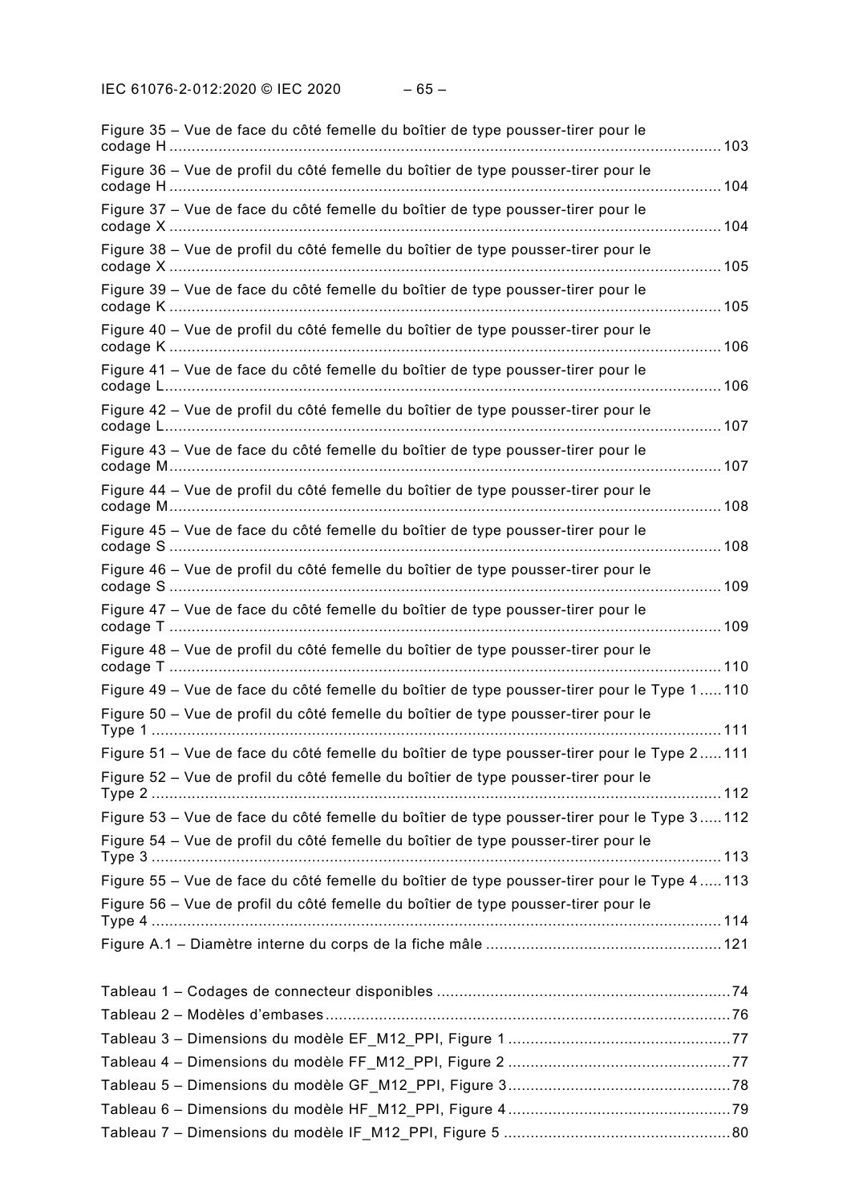Figure 35 – Vue de face du côté femelle du boîtier de type pousser-tirer pour le codage H ....... 103

Figure 36 – Vue de profil du côté femelle du boîtier de type pousser-tirer pour le codage H ....... 104

Figure 37 – Vue de face du côté femelle du boîtier de type pousser-tirer pour le codage X ....... 104

Figure 38 – Vue de profil du côté femelle du boîtier de type pousser-tirer pour le codage X ....... 105

Figure 39 – Vue de face du côté femelle du boîtier de type pousser-tirer pour le codage K ....... 105

Figure 40 – Vue de profil du côté femelle du boîtier de type pousser-tirer pour le codage K ....... 106

Figure 41 – Vue de face du côté femelle du boîtier de type pousser-tirer pour le codage L ....... 106

Figure 42 – Vue de profil du côté femelle du boîtier de type pousser-tirer pour le codage L ....... 107

Figure 43 – Vue de face du côté femelle du boîtier de type pousser-tirer pour le codage M ....... 107

Figure 44 – Vue de profil du côté femelle du boîtier de type pousser-tirer pour le codage M ....... 108

Figure 45 – Vue de face du côté femelle du boîtier de type pousser-tirer pour le codage S ....... 108

Figure 46 – Vue de profil du côté femelle du boîtier de type pousser-tirer pour le codage S ....... 109

Figure 47 – Vue de face du côté femelle du boîtier de type pousser-tirer pour le codage T ....... 109

Figure 48 – Vue de profil du côté femelle du boîtier de type pousser-tirer pour le codage T ....... 110

Figure 49 – Vue de face du côté femelle du boîtier de type pousser-tirer pour le Type 1 ....... 110

Figure 50 – Vue de profil du côté femelle du boîtier de type pousser-tirer pour le Type 1 ....... 111

Figure 51 – Vue de face du côté femelle du boîtier de type pousser-tirer pour le Type 2 ....... 111

Figure 52 – Vue de profil du côté femelle du boîtier de type pousser-tirer pour le Type 2 ....... 112

Figure 53 – Vue de face du côté femelle du boîtier de type pousser-tirer pour le Type 3 ....... 112

Figure 54 – Vue de profil du côté femelle du boîtier de type pousser-tirer pour le Type 3 ....... 113

Figure 55 – Vue de face du côté femelle du boîtier de type pousser-tirer pour le Type 4 ....... 113

Figure 56 – Vue de profil du côté femelle du boîtier de type pousser-tirer pour le Type 4 ....... 114

Figure A.1 – Diamètre interne du corps de la fiche mâle ....... 121

Tableau 1 – Codages de connecteur disponibles ....... 74

Tableau 2 – Modèles d'embases ....... 76

Tableau 3 – Dimensions du modèle EF_M12_PPI, Figure 1 ....... 77

Tableau 4 – Dimensions du modèle FF_M12_PPI, Figure 2 ....... 77

Tableau 5 – Dimensions du modèle GF_M12_PPI, Figure 3 ....... 78

Tableau 6 – Dimensions du modèle HF_M12_PPI, Figure 4 ....... 79

Tableau 7 – Dimensions du modèle IF_M12_PPI, Figure 5 ....... 80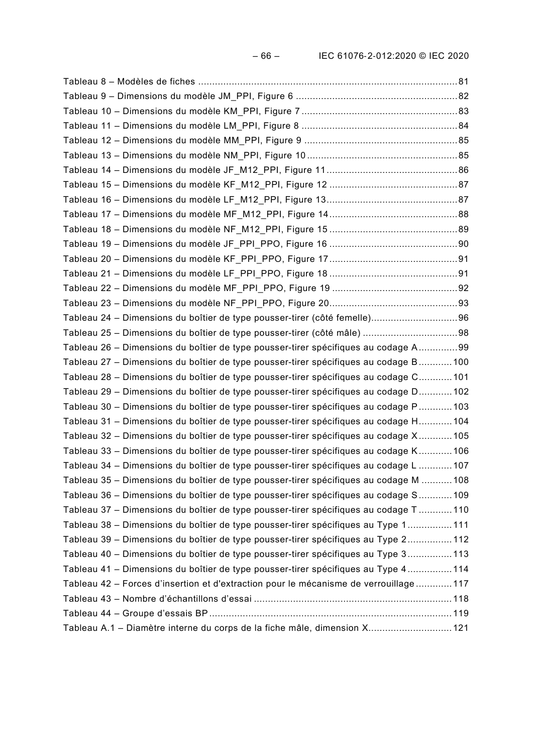Tableau 8 – Modèles de fiches .............................................................................................81
Tableau 9 – Dimensions du modèle JM_PPI, Figure 6 ..........................................................82
Tableau 10 – Dimensions du modèle KM_PPI, Figure 7 ........................................................83
Tableau 11 – Dimensions du modèle LM_PPI, Figure 8 ........................................................84
Tableau 12 – Dimensions du modèle MM_PPI, Figure 9 .......................................................85
Tableau 13 – Dimensions du modèle NM_PPI, Figure 10 ......................................................85
Tableau 14 – Dimensions du modèle JF_M12_PPI, Figure 11...............................................86
Tableau 15 – Dimensions du modèle KF_M12_PPI, Figure 12 ..............................................87
Tableau 16 – Dimensions du modèle LF_M12_PPI, Figure 13...............................................87
Tableau 17 – Dimensions du modèle MF_M12_PPI, Figure 14..............................................88
Tableau 18 – Dimensions du modèle NF_M12_PPI, Figure 15 ..............................................89
Tableau 19 – Dimensions du modèle JF_PPI_PPO, Figure 16 ..............................................90
Tableau 20 – Dimensions du modèle KF_PPI_PPO, Figure 17..............................................91
Tableau 21 – Dimensions du modèle LF_PPI_PPO, Figure 18 ..............................................91
Tableau 22 – Dimensions du modèle MF_PPI_PPO, Figure 19 .............................................92
Tableau 23 – Dimensions du modèle NF_PPI_PPO, Figure 20..............................................93
Tableau 24 – Dimensions du boîtier de type pousser-tirer (côté femelle)...............................96
Tableau 25 – Dimensions du boîtier de type pousser-tirer (côté mâle) ..................................98
Tableau 26 – Dimensions du boîtier de type pousser-tirer spécifiques au codage A..............99
Tableau 27 – Dimensions du boîtier de type pousser-tirer spécifiques au codage B............100
Tableau 28 – Dimensions du boîtier de type pousser-tirer spécifiques au codage C............101
Tableau 29 – Dimensions du boîtier de type pousser-tirer spécifiques au codage D............102
Tableau 30 – Dimensions du boîtier de type pousser-tirer spécifiques au codage P............103
Tableau 31 – Dimensions du boîtier de type pousser-tirer spécifiques au codage H............104
Tableau 32 – Dimensions du boîtier de type pousser-tirer spécifiques au codage X............105
Tableau 33 – Dimensions du boîtier de type pousser-tirer spécifiques au codage K............106
Tableau 34 – Dimensions du boîtier de type pousser-tirer spécifiques au codage L ............107
Tableau 35 – Dimensions du boîtier de type pousser-tirer spécifiques au codage M ...........108
Tableau 36 – Dimensions du boîtier de type pousser-tirer spécifiques au codage S............109
Tableau 37 – Dimensions du boîtier de type pousser-tirer spécifiques au codage T ............110
Tableau 38 – Dimensions du boîtier de type pousser-tirer spécifiques au Type 1................111
Tableau 39 – Dimensions du boîtier de type pousser-tirer spécifiques au Type 2................112
Tableau 40 – Dimensions du boîtier de type pousser-tirer spécifiques au Type 3................113
Tableau 41 – Dimensions du boîtier de type pousser-tirer spécifiques au Type 4................114
Tableau 42 – Forces d'insertion et d'extraction pour le mécanisme de verrouillage .............117
Tableau 43 – Nombre d'échantillons d'essai .......................................................................118
Tableau 44 – Groupe d'essais BP.......................................................................................119
Tableau A.1 – Diamètre interne du corps de la fiche mâle, dimension X..............................121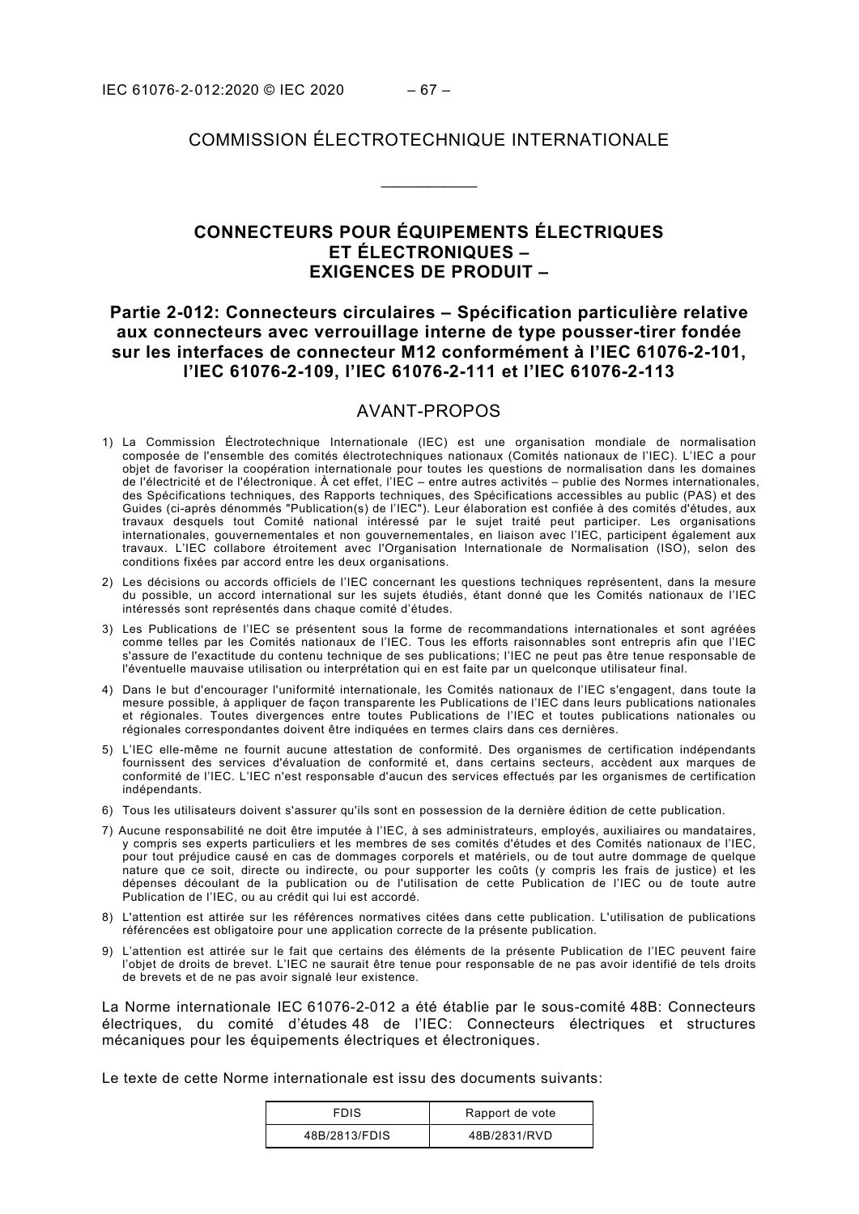COMMISSION ÉLECTROTECHNIQUE INTERNATIONALE

\_\_\_\_\_\_\_\_\_\_\_\_

# CONNECTEURS POUR ÉQUIPEMENTS ÉLECTRIQUES ET ÉLECTRONIQUES – EXIGENCES DE PRODUIT –

## Partie 2-012: Connecteurs circulaires – Spécification particulière relative aux connecteurs avec verrouillage interne de type pousser-tirer fondée sur les interfaces de connecteur M12 conformément à l'IEC 61076-2-101, l'IEC 61076-2-109, l'IEC 61076-2-111 et l'IEC 61076-2-113

## AVANT-PROPOS

1) La Commission Électrotechnique Internationale (IEC) est une organisation mondiale de normalisation composée de l'ensemble des comités électrotechniques nationaux (Comités nationaux de l'IEC). L'IEC a pour objet de favoriser la coopération internationale pour toutes les questions de normalisation dans les domaines de l'électricité et de l'électronique. À cet effet, l'IEC – entre autres activités – publie des Normes internationales, des Spécifications techniques, des Rapports techniques, des Spécifications accessibles au public (PAS) et des Guides (ci-après dénommés "Publication(s) de l'IEC"). Leur élaboration est confiée à des comités d'études, aux travaux desquels tout Comité national intéressé par le sujet traité peut participer. Les organisations internationales, gouvernementales et non gouvernementales, en liaison avec l'IEC, participent également aux travaux. L'IEC collabore étroitement avec l'Organisation Internationale de Normalisation (ISO), selon des conditions fixées par accord entre les deux organisations.
2) Les décisions ou accords officiels de l'IEC concernant les questions techniques représentent, dans la mesure du possible, un accord international sur les sujets étudiés, étant donné que les Comités nationaux de l'IEC intéressés sont représentés dans chaque comité d'études.
3) Les Publications de l'IEC se présentent sous la forme de recommandations internationales et sont agréées comme telles par les Comités nationaux de l'IEC. Tous les efforts raisonnables sont entrepris afin que l'IEC s'assure de l'exactitude du contenu technique de ses publications; l'IEC ne peut pas être tenue responsable de l'éventuelle mauvaise utilisation ou interprétation qui en est faite par un quelconque utilisateur final.
4) Dans le but d'encourager l'uniformité internationale, les Comités nationaux de l'IEC s'engagent, dans toute la mesure possible, à appliquer de façon transparente les Publications de l'IEC dans leurs publications nationales et régionales. Toutes divergences entre toutes Publications de l'IEC et toutes publications nationales ou régionales correspondantes doivent être indiquées en termes clairs dans ces dernières.
5) L'IEC elle-même ne fournit aucune attestation de conformité. Des organismes de certification indépendants fournissent des services d'évaluation de conformité et, dans certains secteurs, accèdent aux marques de conformité de l'IEC. L'IEC n'est responsable d'aucun des services effectués par les organismes de certification indépendants.
6) Tous les utilisateurs doivent s'assurer qu'ils sont en possession de la dernière édition de cette publication.
7) Aucune responsabilité ne doit être imputée à l'IEC, à ses administrateurs, employés, auxiliaires ou mandataires, y compris ses experts particuliers et les membres de ses comités d'études et des Comités nationaux de l'IEC, pour tout préjudice causé en cas de dommages corporels et matériels, ou de tout autre dommage de quelque nature que ce soit, directe ou indirecte, ou pour supporter les coûts (y compris les frais de justice) et les dépenses découlant de la publication ou de l'utilisation de cette Publication de l'IEC ou de toute autre Publication de l'IEC, ou au crédit qui lui est accordé.
8) L'attention est attirée sur les références normatives citées dans cette publication. L'utilisation de publications référencées est obligatoire pour une application correcte de la présente publication.
9) L'attention est attirée sur le fait que certains des éléments de la présente Publication de l'IEC peuvent faire l'objet de droits de brevet. L'IEC ne saurait être tenue pour responsable de ne pas avoir identifié de tels droits de brevets et de ne pas avoir signalé leur existence.

La Norme internationale IEC 61076-2-012 a été établie par le sous-comité 48B: Connecteurs électriques, du comité d'études 48 de l'IEC: Connecteurs électriques et structures mécaniques pour les équipements électriques et électroniques.

Le texte de cette Norme internationale est issu des documents suivants:

| FDIS | Rapport de vote |
|---|---|
| 48B/2813/FDIS | 48B/2831/RVD |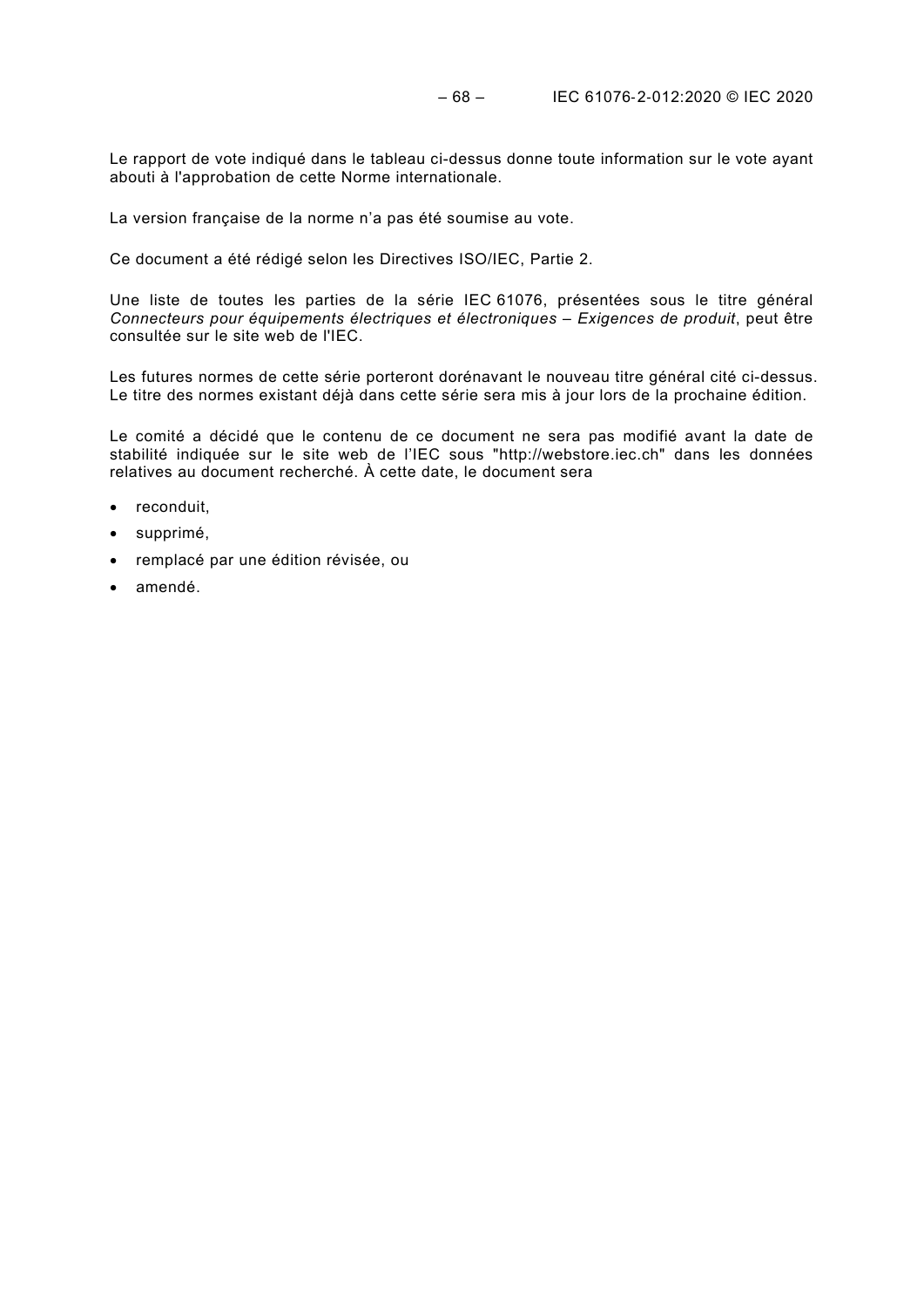Le rapport de vote indiqué dans le tableau ci-dessus donne toute information sur le vote ayant abouti à l'approbation de cette Norme internationale.

La version française de la norme n'a pas été soumise au vote.

Ce document a été rédigé selon les Directives ISO/IEC, Partie 2.

Une liste de toutes les parties de la série IEC 61076, présentées sous le titre général *Connecteurs pour équipements électriques et électroniques – Exigences de produit*, peut être consultée sur le site web de l'IEC.

Les futures normes de cette série porteront dorénavant le nouveau titre général cité ci-dessus. Le titre des normes existant déjà dans cette série sera mis à jour lors de la prochaine édition.

Le comité a décidé que le contenu de ce document ne sera pas modifié avant la date de stabilité indiquée sur le site web de l'IEC sous "http://webstore.iec.ch" dans les données relatives au document recherché. À cette date, le document sera

- reconduit,
- supprimé,
- remplacé par une édition révisée, ou
- amendé.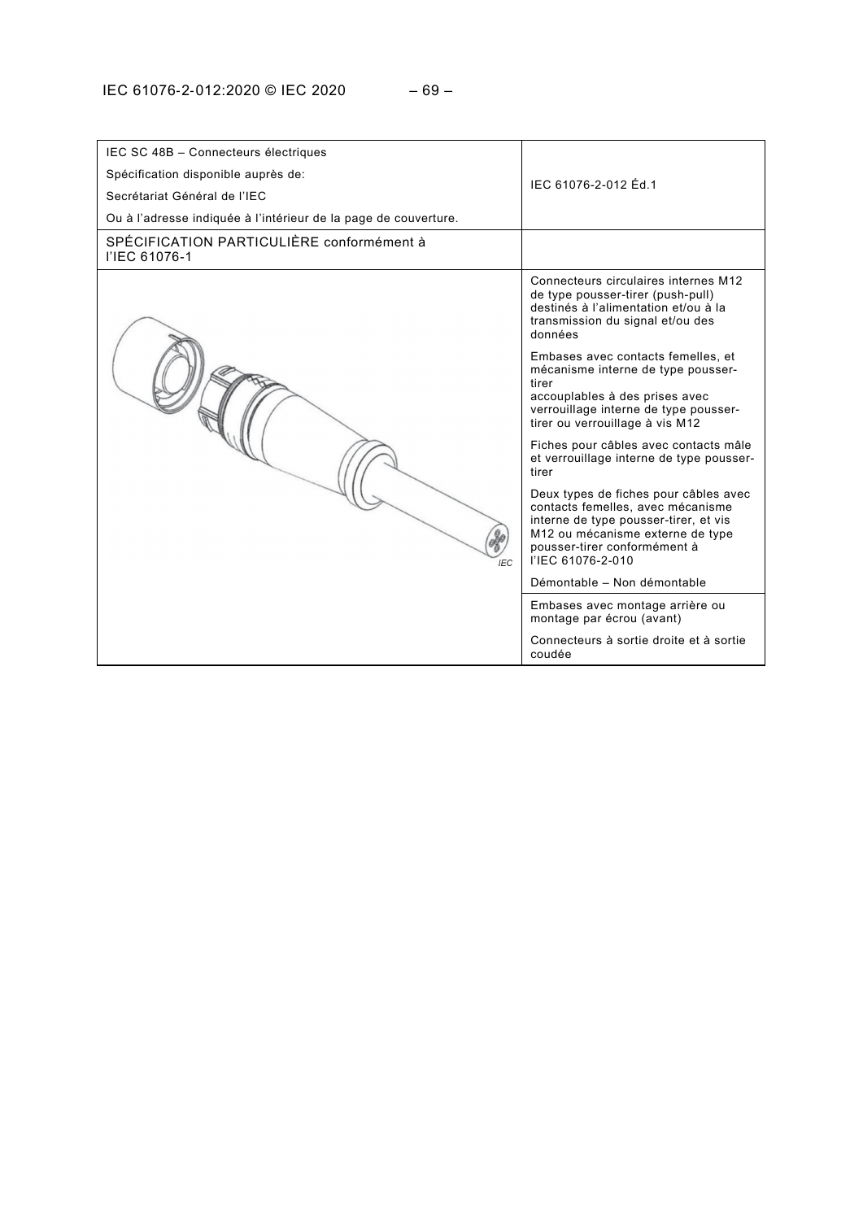| IEC SC 48B – Connecteurs électriques<br>Spécification disponible auprès de:<br>Secrétariat Général de l'IEC<br>Ou à l'adresse indiquée à l'intérieur de la page de couverture. | IEC 61076-2-012 Éd.1 |
|---|---|
| SPÉCIFICATION PARTICULIÈRE conformément à l'IEC 61076-1 | |
| IEC | Connecteurs circulaires internes M12 de type pousser-tirer (push-pull) destinés à l'alimentation et/ou à la transmission du signal et/ou des données<br><br>Embases avec contacts femelles, et mécanisme interne de type pousser-tirer<br>accouplables à des prises avec verrouillage interne de type pousser-tirer ou verrouillage à vis M12<br><br>Fiches pour câbles avec contacts mâle et verrouillage interne de type pousser-tirer<br><br>Deux types de fiches pour câbles avec contacts femelles, avec mécanisme interne de type pousser-tirer, et vis M12 ou mécanisme externe de type pousser-tirer conformément à l'IEC 61076-2-010<br><br>Démontable – Non démontable |
| | Embases avec montage arrière ou montage par écrou (avant)<br><br>Connecteurs à sortie droite et à sortie coudée |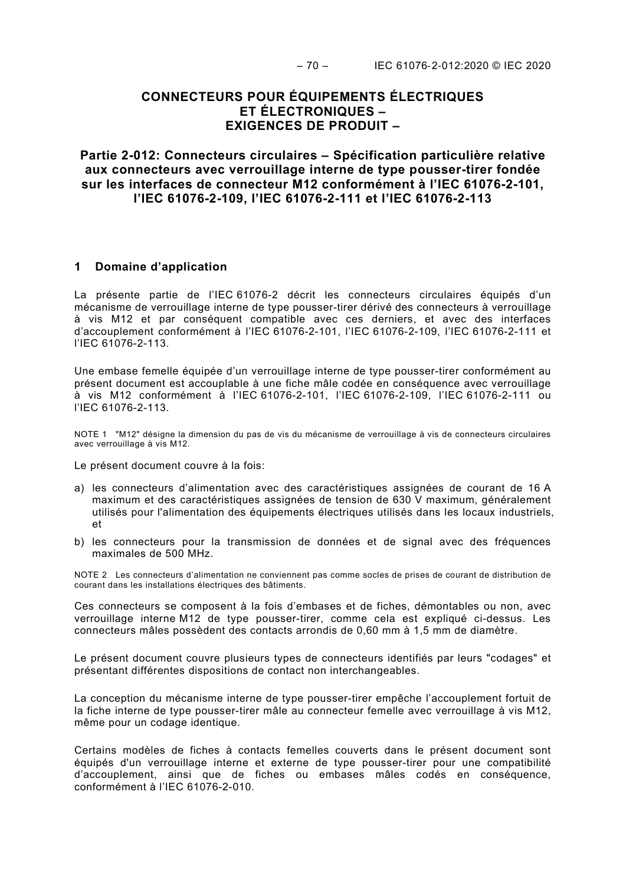# CONNECTEURS POUR ÉQUIPEMENTS ÉLECTRIQUES ET ÉLECTRONIQUES – EXIGENCES DE PRODUIT –

## Partie 2-012: Connecteurs circulaires – Spécification particulière relative aux connecteurs avec verrouillage interne de type pousser-tirer fondée sur les interfaces de connecteur M12 conformément à l'IEC 61076-2-101, l'IEC 61076-2-109, l'IEC 61076-2-111 et l'IEC 61076-2-113

## 1 Domaine d'application

La présente partie de l'IEC 61076-2 décrit les connecteurs circulaires équipés d'un mécanisme de verrouillage interne de type pousser-tirer dérivé des connecteurs à verrouillage à vis M12 et par conséquent compatible avec ces derniers, et avec des interfaces d'accouplement conformément à l'IEC 61076-2-101, l'IEC 61076-2-109, l'IEC 61076-2-111 et l'IEC 61076-2-113.

Une embase femelle équipée d'un verrouillage interne de type pousser-tirer conformément au présent document est accouplable à une fiche mâle codée en conséquence avec verrouillage à vis M12 conformément à l'IEC 61076-2-101, l'IEC 61076-2-109, l'IEC 61076-2-111 ou l'IEC 61076-2-113.

NOTE 1 "M12" désigne la dimension du pas de vis du mécanisme de verrouillage à vis de connecteurs circulaires avec verrouillage à vis M12.

Le présent document couvre à la fois:

a) les connecteurs d'alimentation avec des caractéristiques assignées de courant de 16 A maximum et des caractéristiques assignées de tension de 630 V maximum, généralement utilisés pour l'alimentation des équipements électriques utilisés dans les locaux industriels, et

b) les connecteurs pour la transmission de données et de signal avec des fréquences maximales de 500 MHz.

NOTE 2 Les connecteurs d'alimentation ne conviennent pas comme socles de prises de courant de distribution de courant dans les installations électriques des bâtiments.

Ces connecteurs se composent à la fois d'embases et de fiches, démontables ou non, avec verrouillage interne M12 de type pousser-tirer, comme cela est expliqué ci-dessus. Les connecteurs mâles possèdent des contacts arrondis de 0,60 mm à 1,5 mm de diamètre.

Le présent document couvre plusieurs types de connecteurs identifiés par leurs "codages" et présentant différentes dispositions de contact non interchangeables.

La conception du mécanisme interne de type pousser-tirer empêche l'accouplement fortuit de la fiche interne de type pousser-tirer mâle au connecteur femelle avec verrouillage à vis M12, même pour un codage identique.

Certains modèles de fiches à contacts femelles couverts dans le présent document sont équipés d'un verrouillage interne et externe de type pousser-tirer pour une compatibilité d'accouplement, ainsi que de fiches ou embases mâles codés en conséquence, conformément à l'IEC 61076-2-010.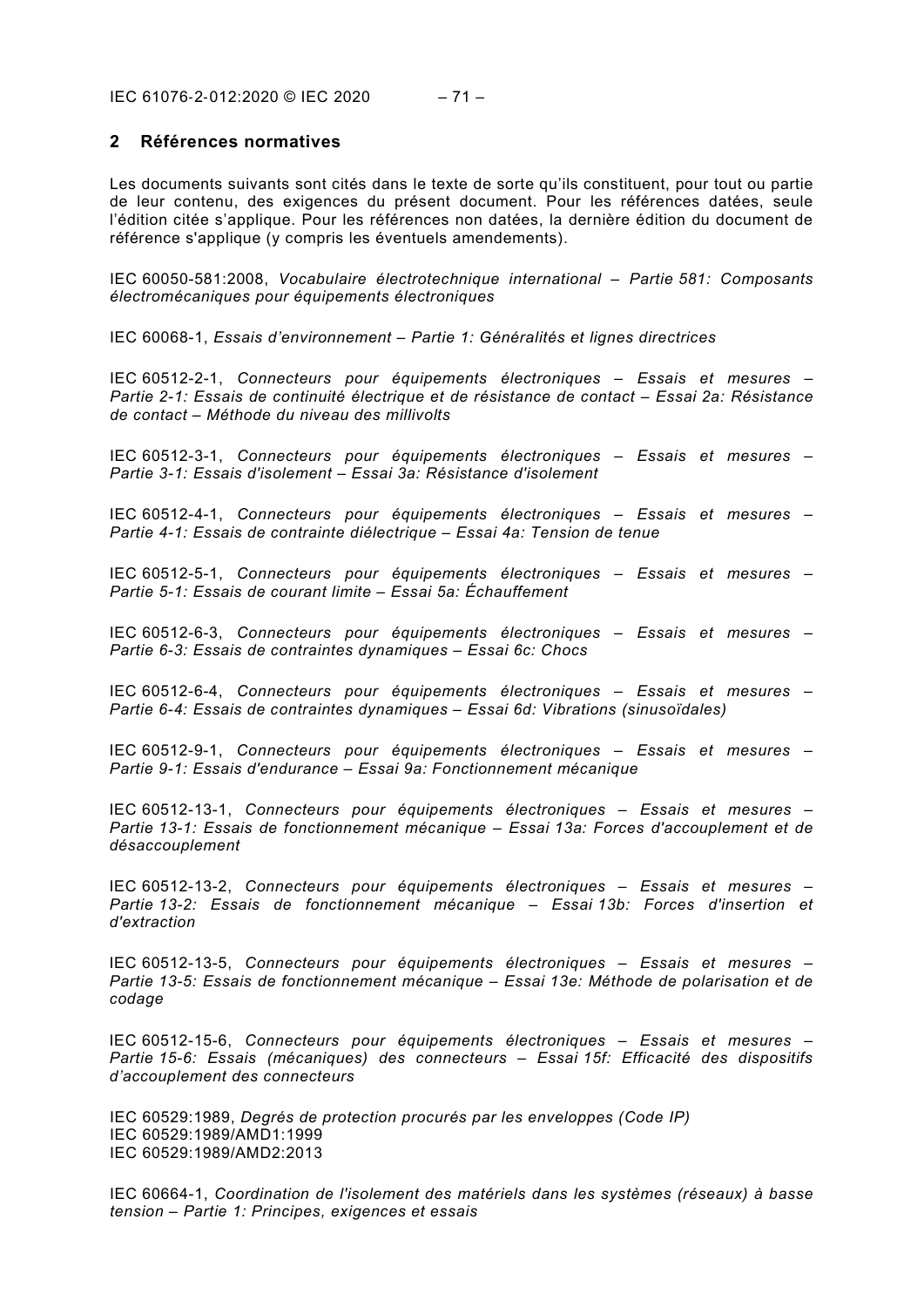## 2 Références normatives

Les documents suivants sont cités dans le texte de sorte qu'ils constituent, pour tout ou partie de leur contenu, des exigences du présent document. Pour les références datées, seule l'édition citée s'applique. Pour les références non datées, la dernière édition du document de référence s'applique (y compris les éventuels amendements).

IEC 60050-581:2008, *Vocabulaire électrotechnique international – Partie 581: Composants électromécaniques pour équipements électroniques*

IEC 60068-1, *Essais d'environnement – Partie 1: Généralités et lignes directrices*

IEC 60512-2-1, *Connecteurs pour équipements électroniques – Essais et mesures – Partie 2-1: Essais de continuité électrique et de résistance de contact – Essai 2a: Résistance de contact – Méthode du niveau des millivolts*

IEC 60512-3-1, *Connecteurs pour équipements électroniques – Essais et mesures – Partie 3-1: Essais d'isolement – Essai 3a: Résistance d'isolement*

IEC 60512-4-1, *Connecteurs pour équipements électroniques – Essais et mesures – Partie 4-1: Essais de contrainte diélectrique – Essai 4a: Tension de tenue*

IEC 60512-5-1, *Connecteurs pour équipements électroniques – Essais et mesures – Partie 5-1: Essais de courant limite – Essai 5a: Échauffement*

IEC 60512-6-3, *Connecteurs pour équipements électroniques – Essais et mesures – Partie 6-3: Essais de contraintes dynamiques – Essai 6c: Chocs*

IEC 60512-6-4, *Connecteurs pour équipements électroniques – Essais et mesures – Partie 6-4: Essais de contraintes dynamiques – Essai 6d: Vibrations (sinusoïdales)*

IEC 60512-9-1, *Connecteurs pour équipements électroniques – Essais et mesures – Partie 9-1: Essais d'endurance – Essai 9a: Fonctionnement mécanique*

IEC 60512-13-1, *Connecteurs pour équipements électroniques – Essais et mesures – Partie 13-1: Essais de fonctionnement mécanique – Essai 13a: Forces d'accouplement et de désaccouplement*

IEC 60512-13-2, *Connecteurs pour équipements électroniques – Essais et mesures – Partie 13-2: Essais de fonctionnement mécanique – Essai 13b: Forces d'insertion et d'extraction*

IEC 60512-13-5, *Connecteurs pour équipements électroniques – Essais et mesures – Partie 13-5: Essais de fonctionnement mécanique – Essai 13e: Méthode de polarisation et de codage*

IEC 60512-15-6, *Connecteurs pour équipements électroniques – Essais et mesures – Partie 15-6: Essais (mécaniques) des connecteurs – Essai 15f: Efficacité des dispositifs d'accouplement des connecteurs*

IEC 60529:1989, *Degrés de protection procurés par les enveloppes (Code IP)*
IEC 60529:1989/AMD1:1999
IEC 60529:1989/AMD2:2013

IEC 60664-1, *Coordination de l'isolement des matériels dans les systèmes (réseaux) à basse tension – Partie 1: Principes, exigences et essais*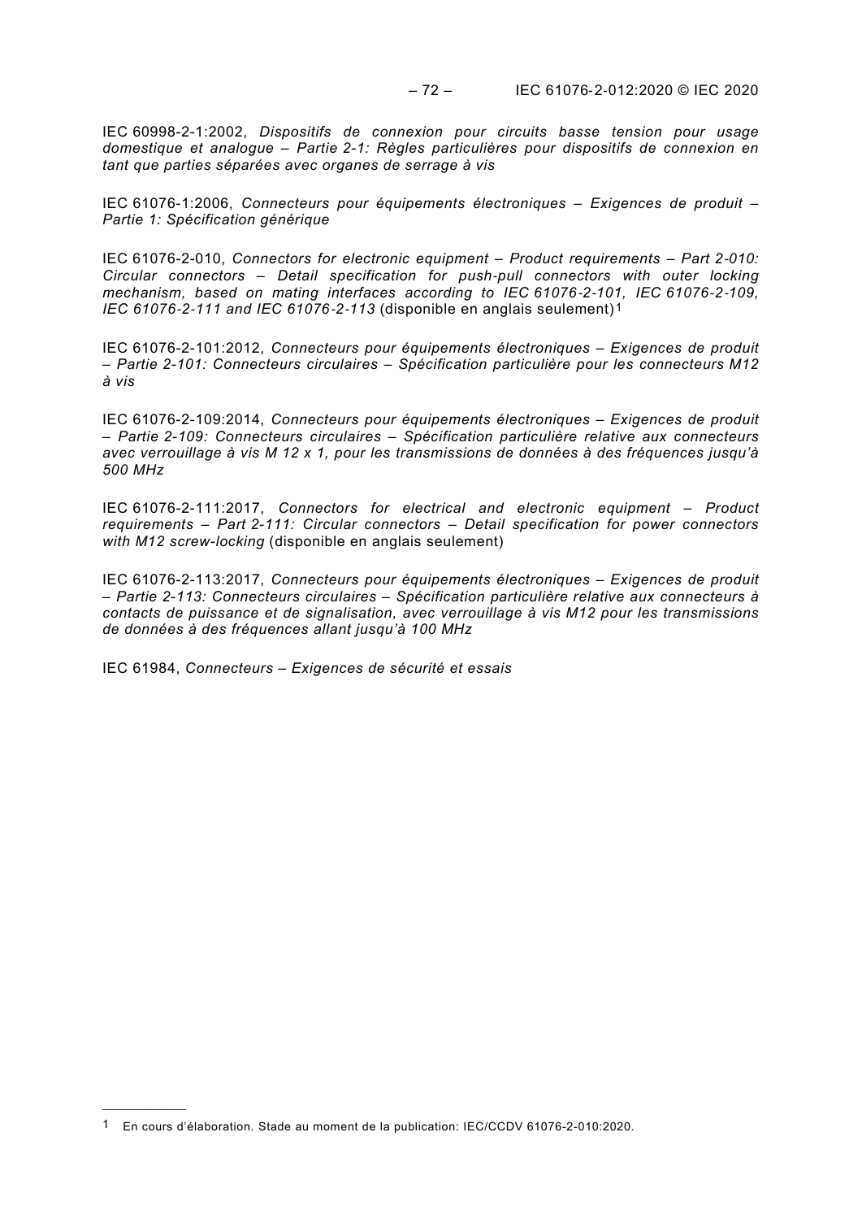IEC 60998-2-1:2002, *Dispositifs de connexion pour circuits basse tension pour usage domestique et analogue – Partie 2-1: Règles particulières pour dispositifs de connexion en tant que parties séparées avec organes de serrage à vis*

IEC 61076-1:2006, *Connecteurs pour équipements électroniques – Exigences de produit – Partie 1: Spécification générique*

IEC 61076-2-010, *Connectors for electronic equipment – Product requirements – Part 2-010: Circular connectors – Detail specification for push-pull connectors with outer locking mechanism, based on mating interfaces according to IEC 61076-2-101, IEC 61076-2-109, IEC 61076-2-111 and IEC 61076-2-113* (disponible en anglais seulement)[1]

IEC 61076-2-101:2012, *Connecteurs pour équipements électroniques – Exigences de produit – Partie 2-101: Connecteurs circulaires – Spécification particulière pour les connecteurs M12 à vis*

IEC 61076-2-109:2014, *Connecteurs pour équipements électroniques – Exigences de produit – Partie 2-109: Connecteurs circulaires – Spécification particulière relative aux connecteurs avec verrouillage à vis M 12 x 1, pour les transmissions de données à des fréquences jusqu'à 500 MHz*

IEC 61076-2-111:2017, *Connectors for electrical and electronic equipment – Product requirements – Part 2-111: Circular connectors – Detail specification for power connectors with M12 screw-locking* (disponible en anglais seulement)

IEC 61076-2-113:2017, *Connecteurs pour équipements électroniques – Exigences de produit – Partie 2-113: Connecteurs circulaires – Spécification particulière relative aux connecteurs à contacts de puissance et de signalisation, avec verrouillage à vis M12 pour les transmissions de données à des fréquences allant jusqu'à 100 MHz*

IEC 61984, *Connecteurs – Exigences de sécurité et essais*

---

[1] En cours d'élaboration. Stade au moment de la publication: IEC/CCDV 61076-2-010:2020.